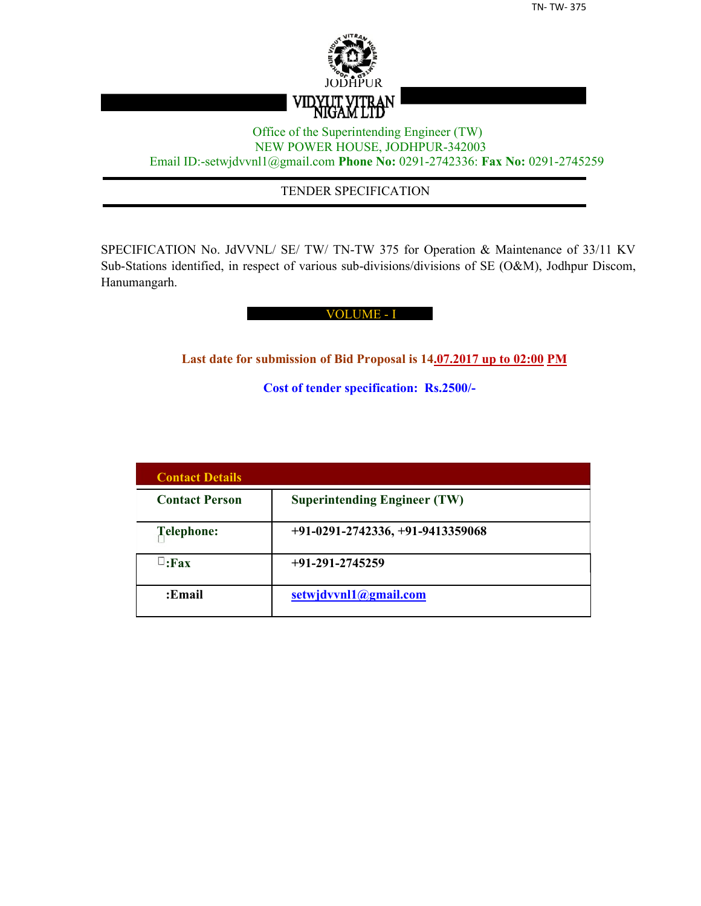JODHPUR

VIDYUT VITRAN NIGAM LTD

Office of the Superintending Engineer (TW)
NEW POWER HOUSE, JODHPUR-342003
Email ID:-setwjdvvnl1@gmail.com **Phone No:** 0291-2742336: **Fax No:** 0291-2745259

---

TENDER SPECIFICATION

---

SPECIFICATION No. JdVVNL/ SE/ TW/ TN-TW 375 for Operation & Maintenance of 33/11 KV Sub-Stations identified, in respect of various sub-divisions/divisions of SE (O&M), Jodhpur Discom, Hanumangarh.

VOLUME - I

**Last date for submission of Bid Proposal is 14.07.2017 up to 02:00 PM**

**Cost of tender specification: Rs.2500/-**

| **Contact Details** | |
|---|---|
| **Contact Person** | **Superintending Engineer (TW)** |
| **Telephone:** | **+91-0291-2742336, +91-9413359068** |
| **:Fax** | **+91-291-2745259** |
| **:Email** | **setwjdvvnl1@gmail.com** |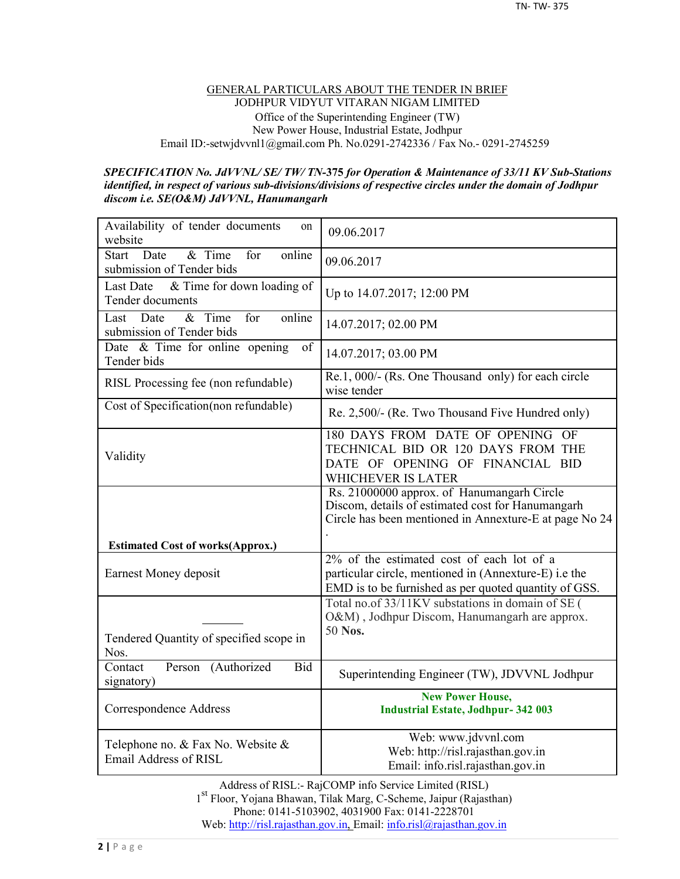GENERAL PARTICULARS ABOUT THE TENDER IN BRIEF

JODHPUR VIDYUT VITARAN NIGAM LIMITED

Office of the Superintending Engineer (TW)

New Power House, Industrial Estate, Jodhpur

Email ID:-setwjdvvnl1@gmail.com Ph. No.0291-2742336 / Fax No.- 0291-2745259

***SPECIFICATION No. JdVVNL/ SE/ TW/ TN-375 for Operation & Maintenance of 33/11 KV Sub-Stations identified, in respect of various sub-divisions/divisions of respective circles under the domain of Jodhpur discom i.e. SE(O&M) JdVVNL, Hanumangarh***

| | |
|---|---|
| Availability of tender documents on website | 09.06.2017 |
| Start Date & Time for online submission of Tender bids | 09.06.2017 |
| Last Date & Time for down loading of Tender documents | Up to 14.07.2017; 12:00 PM |
| Last Date & Time for online submission of Tender bids | 14.07.2017; 02.00 PM |
| Date & Time for online opening of Tender bids | 14.07.2017; 03.00 PM |
| RISL Processing fee (non refundable) | Re.1, 000/- (Rs. One Thousand only) for each circle wise tender |
| Cost of Specification(non refundable) | Re. 2,500/- (Re. Two Thousand Five Hundred only) |
| Validity | 180 DAYS FROM DATE OF OPENING OF TECHNICAL BID OR 120 DAYS FROM THE DATE OF OPENING OF FINANCIAL BID WHICHEVER IS LATER |
| **Estimated Cost of works(Approx.)** | Rs. 21000000 approx. of Hanumangarh Circle Discom, details of estimated cost for Hanumangarh Circle has been mentioned in Annexure-E at page No 24 . |
| Earnest Money deposit | 2% of the estimated cost of each lot of a particular circle, mentioned in (Annexure-E) i.e the EMD is to be furnished as per quoted quantity of GSS. |
| Tendered Quantity of specified scope in Nos. | Total no.of 33/11KV substations in domain of SE ( O&M) , Jodhpur Discom, Hanumangarh are approx. 50 **Nos.** |
| Contact Person (Authorized Bid signatory) | Superintending Engineer (TW), JDVVNL Jodhpur |
| Correspondence Address | **New Power House, Industrial Estate, Jodhpur- 342 003** |
| Telephone no. & Fax No. Website & Email Address of RISL | Web: www.jdvvnl.com<br>Web: http://risl.rajasthan.gov.in<br>Email: info.risl.rajasthan.gov.in |

Address of RISL:- RajCOMP info Service Limited (RISL)

1st Floor, Yojana Bhawan, Tilak Marg, C-Scheme, Jaipur (Rajasthan)

Phone: 0141-5103902, 4031900 Fax: 0141-2228701

Web: http://risl.rajasthan.gov.in, Email: info.risl@rajasthan.gov.in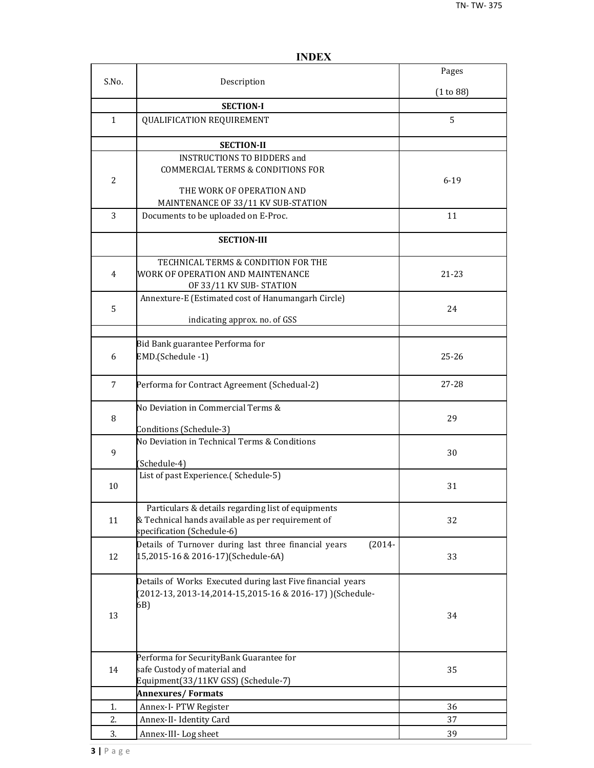# INDEX

| S.No. | Description | Pages (1 to 88) |
|---|---|---|
| | **SECTION-I** | |
| 1 | QUALIFICATION REQUIREMENT | 5 |
| | **SECTION-II** | |
| 2 | INSTRUCTIONS TO BIDDERS and COMMERCIAL TERMS & CONDITIONS FOR THE WORK OF OPERATION AND MAINTENANCE OF 33/11 KV SUB-STATION | 6-19 |
| 3 | Documents to be uploaded on E-Proc. | 11 |
| | **SECTION-III** | |
| 4 | TECHNICAL TERMS & CONDITION FOR THE WORK OF OPERATION AND MAINTENANCE OF 33/11 KV SUB- STATION | 21-23 |
| 5 | Annexture-E (Estimated cost of Hanumangarh Circle) indicating approx. no. of GSS | 24 |
| | | |
| 6 | Bid Bank guarantee Performa for EMD.(Schedule -1) | 25-26 |
| 7 | Performa for Contract Agreement (Schedual-2) | 27-28 |
| 8 | No Deviation in Commercial Terms & Conditions (Schedule-3) | 29 |
| 9 | No Deviation in Technical Terms & Conditions (Schedule-4) | 30 |
| 10 | List of past Experience.( Schedule-5) | 31 |
| 11 | Particulars & details regarding list of equipments & Technical hands available as per requirement of specification (Schedule-6) | 32 |
| 12 | Details of Turnover during last three financial years (2014-15,2015-16 & 2016-17)(Schedule-6A) | 33 |
| 13 | Details of Works Executed during last Five financial years (2012-13, 2013-14,2014-15,2015-16 & 2016-17) )(Schedule-6B) | 34 |
| 14 | Performa for SecurityBank Guarantee for safe Custody of material and Equipment(33/11KV GSS) (Schedule-7) | 35 |
| | **Annexures/ Formats** | |
| 1. | Annex-I- PTW Register | 36 |
| 2. | Annex-II- Identity Card | 37 |
| 3. | Annex-III- Log sheet | 39 |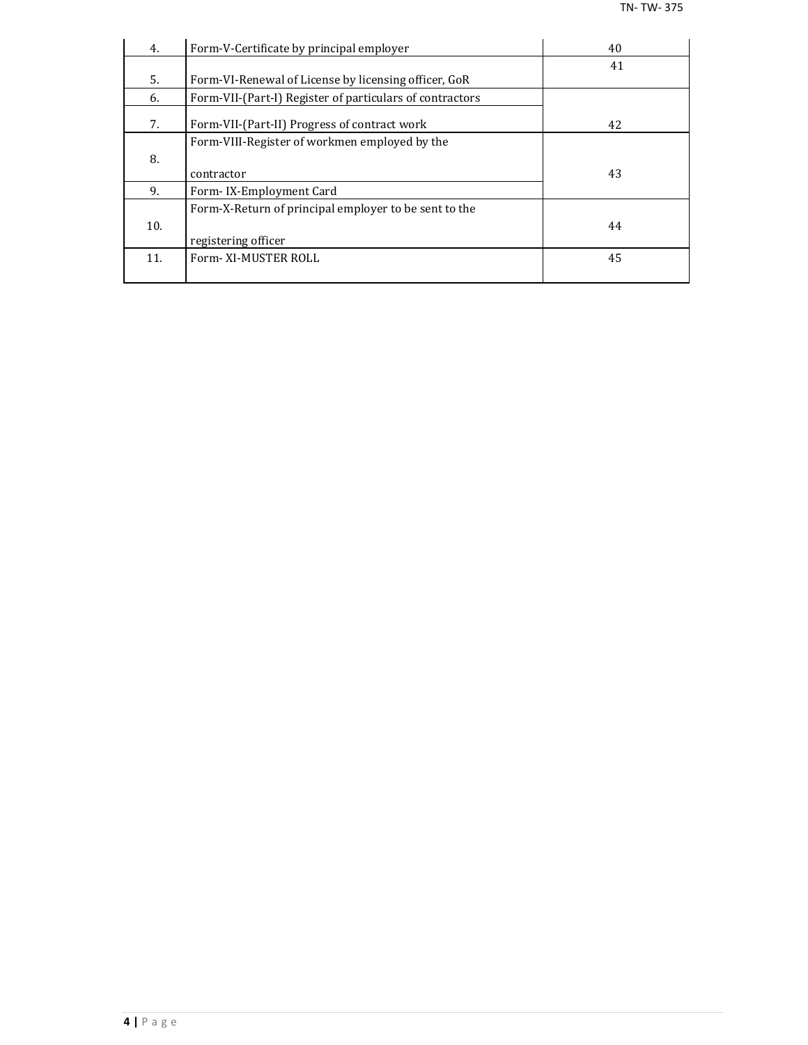| | | |
|---|---|---|
| 4. | Form-V-Certificate by principal employer | 40 |
| 5. | Form-VI-Renewal of License by licensing officer, GoR | 41 |
| 6. | Form-VII-(Part-I) Register of particulars of contractors | |
| 7. | Form-VII-(Part-II) Progress of contract work | 42 |
| 8. | Form-VIII-Register of workmen employed by the contractor | 43 |
| 9. | Form- IX-Employment Card | |
| 10. | Form-X-Return of principal employer to be sent to the registering officer | 44 |
| 11. | Form- XI-MUSTER ROLL | 45 |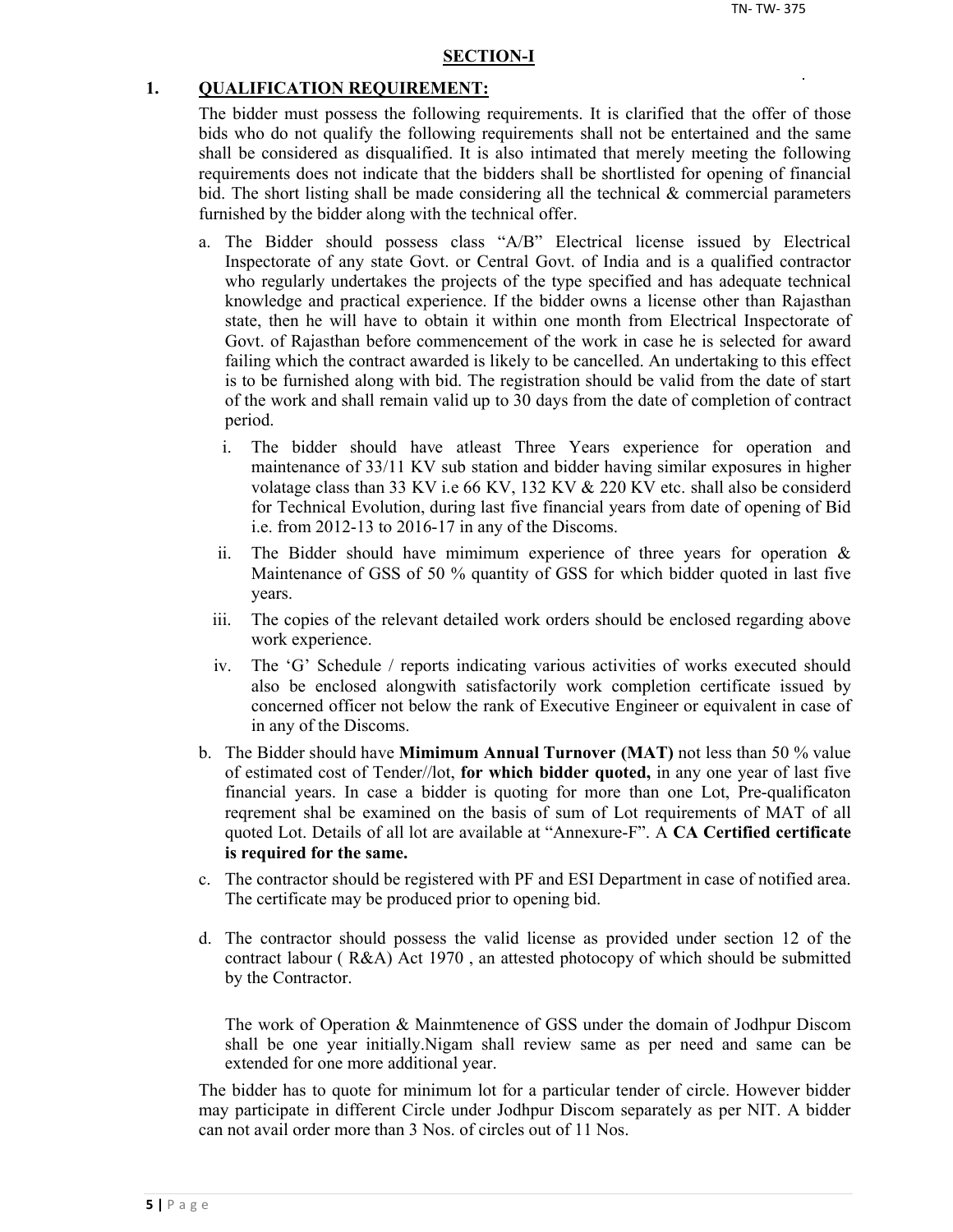## SECTION-I

### 1. QUALIFICATION REQUIREMENT:

The bidder must possess the following requirements. It is clarified that the offer of those bids who do not qualify the following requirements shall not be entertained and the same shall be considered as disqualified. It is also intimated that merely meeting the following requirements does not indicate that the bidders shall be shortlisted for opening of financial bid. The short listing shall be made considering all the technical & commercial parameters furnished by the bidder along with the technical offer.

a. The Bidder should possess class "A/B" Electrical license issued by Electrical Inspectorate of any state Govt. or Central Govt. of India and is a qualified contractor who regularly undertakes the projects of the type specified and has adequate technical knowledge and practical experience. If the bidder owns a license other than Rajasthan state, then he will have to obtain it within one month from Electrical Inspectorate of Govt. of Rajasthan before commencement of the work in case he is selected for award failing which the contract awarded is likely to be cancelled. An undertaking to this effect is to be furnished along with bid. The registration should be valid from the date of start of the work and shall remain valid up to 30 days from the date of completion of contract period.

   i. The bidder should have atleast Three Years experience for operation and maintenance of 33/11 KV sub station and bidder having similar exposures in higher volatage class than 33 KV i.e 66 KV, 132 KV & 220 KV etc. shall also be considerd for Technical Evolution, during last five financial years from date of opening of Bid i.e. from 2012-13 to 2016-17 in any of the Discoms.

   ii. The Bidder should have mimimum experience of three years for operation & Maintenance of GSS of 50 % quantity of GSS for which bidder quoted in last five years.

   iii. The copies of the relevant detailed work orders should be enclosed regarding above work experience.

   iv. The 'G' Schedule / reports indicating various activities of works executed should also be enclosed alongwith satisfactorily work completion certificate issued by concerned officer not below the rank of Executive Engineer or equivalent in case of in any of the Discoms.

b. The Bidder should have **Mimimum Annual Turnover (MAT)** not less than 50 % value of estimated cost of Tender//lot, **for which bidder quoted,** in any one year of last five financial years. In case a bidder is quoting for more than one Lot, Pre-qualificaton reqrement shal be examined on the basis of sum of Lot requirements of MAT of all quoted Lot. Details of all lot are available at "Annexure-F". A **CA Certified certificate is required for the same.**

c. The contractor should be registered with PF and ESI Department in case of notified area. The certificate may be produced prior to opening bid.

d. The contractor should possess the valid license as provided under section 12 of the contract labour ( R&A) Act 1970 , an attested photocopy of which should be submitted by the Contractor.

   The work of Operation & Mainmtenence of GSS under the domain of Jodhpur Discom shall be one year initially.Nigam shall review same as per need and same can be extended for one more additional year.

The bidder has to quote for minimum lot for a particular tender of circle. However bidder may participate in different Circle under Jodhpur Discom separately as per NIT. A bidder can not avail order more than 3 Nos. of circles out of 11 Nos.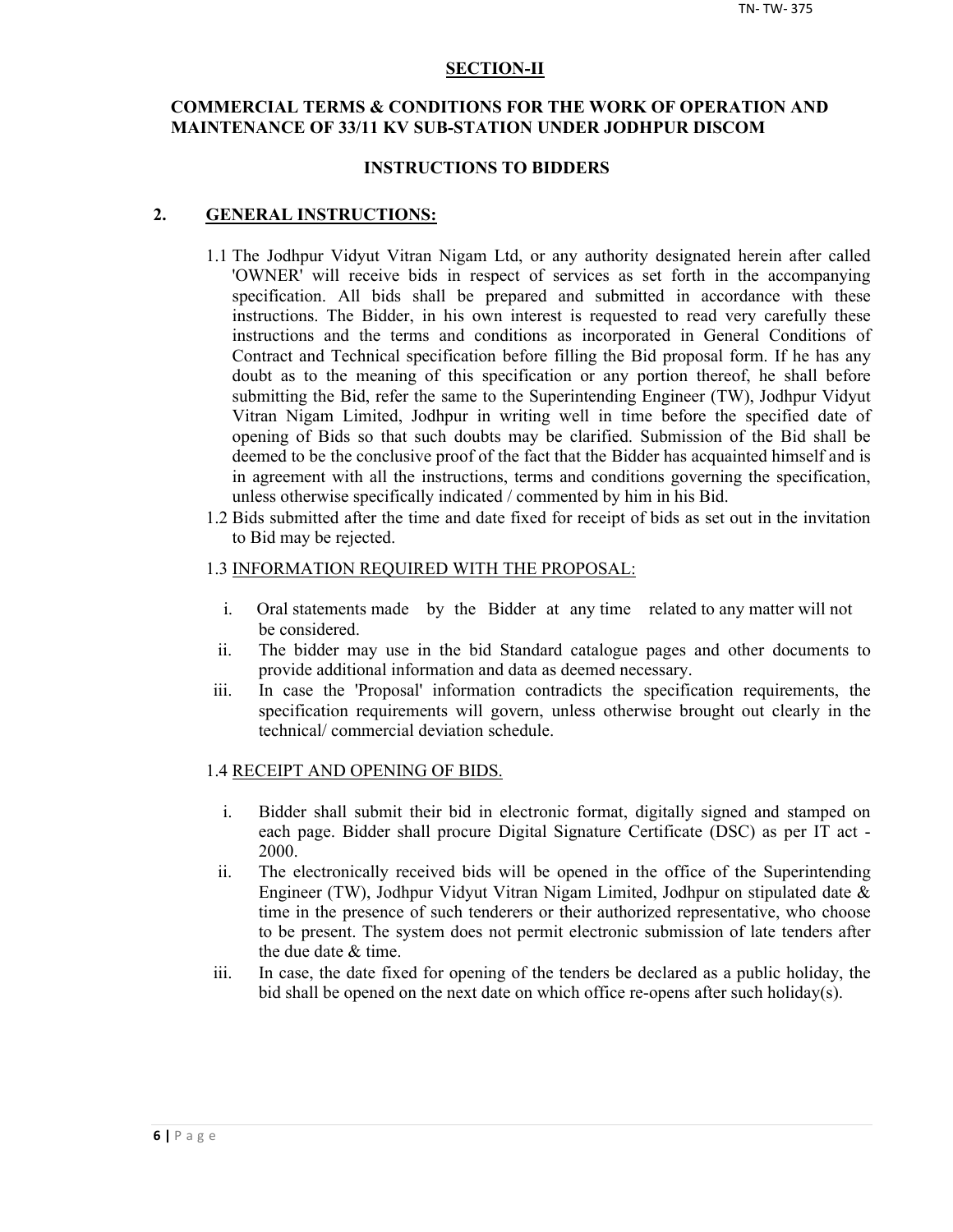## SECTION-II

### COMMERCIAL TERMS & CONDITIONS FOR THE WORK OF OPERATION AND MAINTENANCE OF 33/11 KV SUB-STATION UNDER JODHPUR DISCOM

### INSTRUCTIONS TO BIDDERS

**2. GENERAL INSTRUCTIONS:**

1.1 The Jodhpur Vidyut Vitran Nigam Ltd, or any authority designated herein after called 'OWNER' will receive bids in respect of services as set forth in the accompanying specification. All bids shall be prepared and submitted in accordance with these instructions. The Bidder, in his own interest is requested to read very carefully these instructions and the terms and conditions as incorporated in General Conditions of Contract and Technical specification before filling the Bid proposal form. If he has any doubt as to the meaning of this specification or any portion thereof, he shall before submitting the Bid, refer the same to the Superintending Engineer (TW), Jodhpur Vidyut Vitran Nigam Limited, Jodhpur in writing well in time before the specified date of opening of Bids so that such doubts may be clarified. Submission of the Bid shall be deemed to be the conclusive proof of the fact that the Bidder has acquainted himself and is in agreement with all the instructions, terms and conditions governing the specification, unless otherwise specifically indicated / commented by him in his Bid.

1.2 Bids submitted after the time and date fixed for receipt of bids as set out in the invitation to Bid may be rejected.

1.3 INFORMATION REQUIRED WITH THE PROPOSAL:

i. Oral statements made by the Bidder at any time related to any matter will not be considered.

ii. The bidder may use in the bid Standard catalogue pages and other documents to provide additional information and data as deemed necessary.

iii. In case the 'Proposal' information contradicts the specification requirements, the specification requirements will govern, unless otherwise brought out clearly in the technical/ commercial deviation schedule.

1.4 RECEIPT AND OPENING OF BIDS.

i. Bidder shall submit their bid in electronic format, digitally signed and stamped on each page. Bidder shall procure Digital Signature Certificate (DSC) as per IT act - 2000.

ii. The electronically received bids will be opened in the office of the Superintending Engineer (TW), Jodhpur Vidyut Vitran Nigam Limited, Jodhpur on stipulated date & time in the presence of such tenderers or their authorized representative, who choose to be present. The system does not permit electronic submission of late tenders after the due date & time.

iii. In case, the date fixed for opening of the tenders be declared as a public holiday, the bid shall be opened on the next date on which office re-opens after such holiday(s).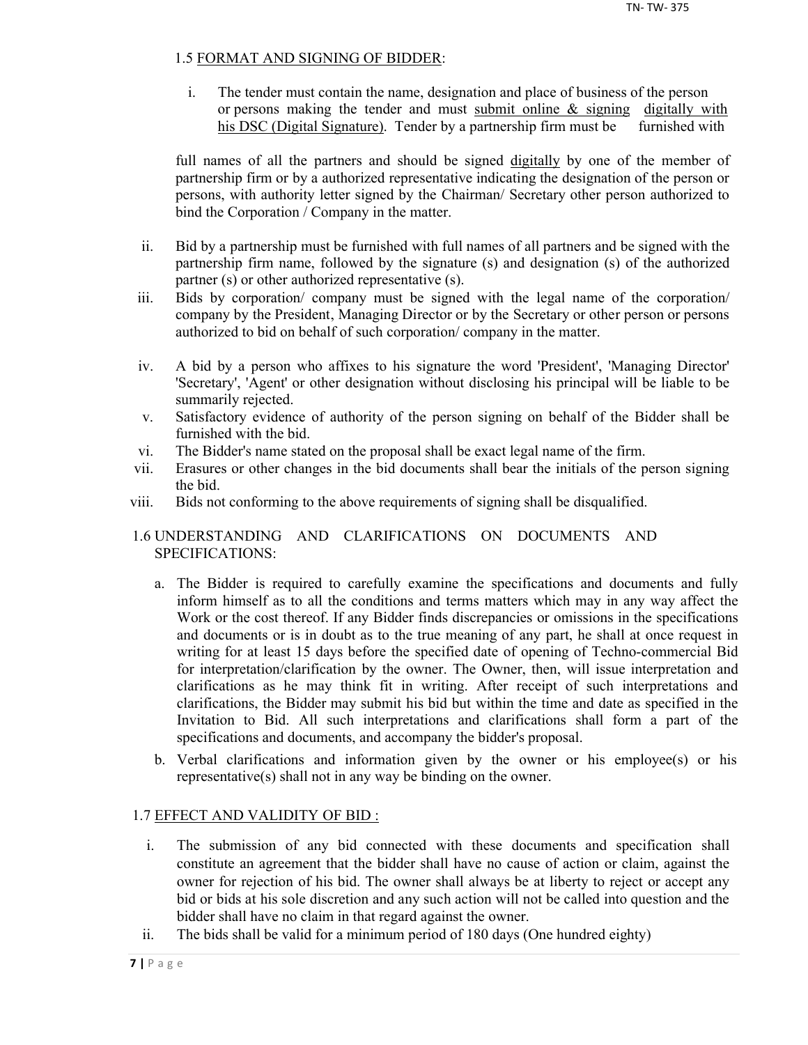### 1.5 <u>FORMAT AND SIGNING OF BIDDER</u>:

i. The tender must contain the name, designation and place of business of the person or persons making the tender and must <u>submit online & signing</u> <u>digitally with his DSC (Digital Signature)</u>. Tender by a partnership firm must be furnished with

full names of all the partners and should be signed <u>digitally</u> by one of the member of partnership firm or by a authorized representative indicating the designation of the person or persons, with authority letter signed by the Chairman/ Secretary other person authorized to bind the Corporation / Company in the matter.

ii. Bid by a partnership must be furnished with full names of all partners and be signed with the partnership firm name, followed by the signature (s) and designation (s) of the authorized partner (s) or other authorized representative (s).

iii. Bids by corporation/ company must be signed with the legal name of the corporation/ company by the President, Managing Director or by the Secretary or other person or persons authorized to bid on behalf of such corporation/ company in the matter.

iv. A bid by a person who affixes to his signature the word 'President', 'Managing Director' 'Secretary', 'Agent' or other designation without disclosing his principal will be liable to be summarily rejected.

v. Satisfactory evidence of authority of the person signing on behalf of the Bidder shall be furnished with the bid.

vi. The Bidder's name stated on the proposal shall be exact legal name of the firm.

vii. Erasures or other changes in the bid documents shall bear the initials of the person signing the bid.

viii. Bids not conforming to the above requirements of signing shall be disqualified.

### 1.6 UNDERSTANDING AND CLARIFICATIONS ON DOCUMENTS AND SPECIFICATIONS:

a. The Bidder is required to carefully examine the specifications and documents and fully inform himself as to all the conditions and terms matters which may in any way affect the Work or the cost thereof. If any Bidder finds discrepancies or omissions in the specifications and documents or is in doubt as to the true meaning of any part, he shall at once request in writing for at least 15 days before the specified date of opening of Techno-commercial Bid for interpretation/clarification by the owner. The Owner, then, will issue interpretation and clarifications as he may think fit in writing. After receipt of such interpretations and clarifications, the Bidder may submit his bid but within the time and date as specified in the Invitation to Bid. All such interpretations and clarifications shall form a part of the specifications and documents, and accompany the bidder's proposal.

b. Verbal clarifications and information given by the owner or his employee(s) or his representative(s) shall not in any way be binding on the owner.

### 1.7 <u>EFFECT AND VALIDITY OF BID :</u>

i. The submission of any bid connected with these documents and specification shall constitute an agreement that the bidder shall have no cause of action or claim, against the owner for rejection of his bid. The owner shall always be at liberty to reject or accept any bid or bids at his sole discretion and any such action will not be called into question and the bidder shall have no claim in that regard against the owner.

ii. The bids shall be valid for a minimum period of 180 days (One hundred eighty)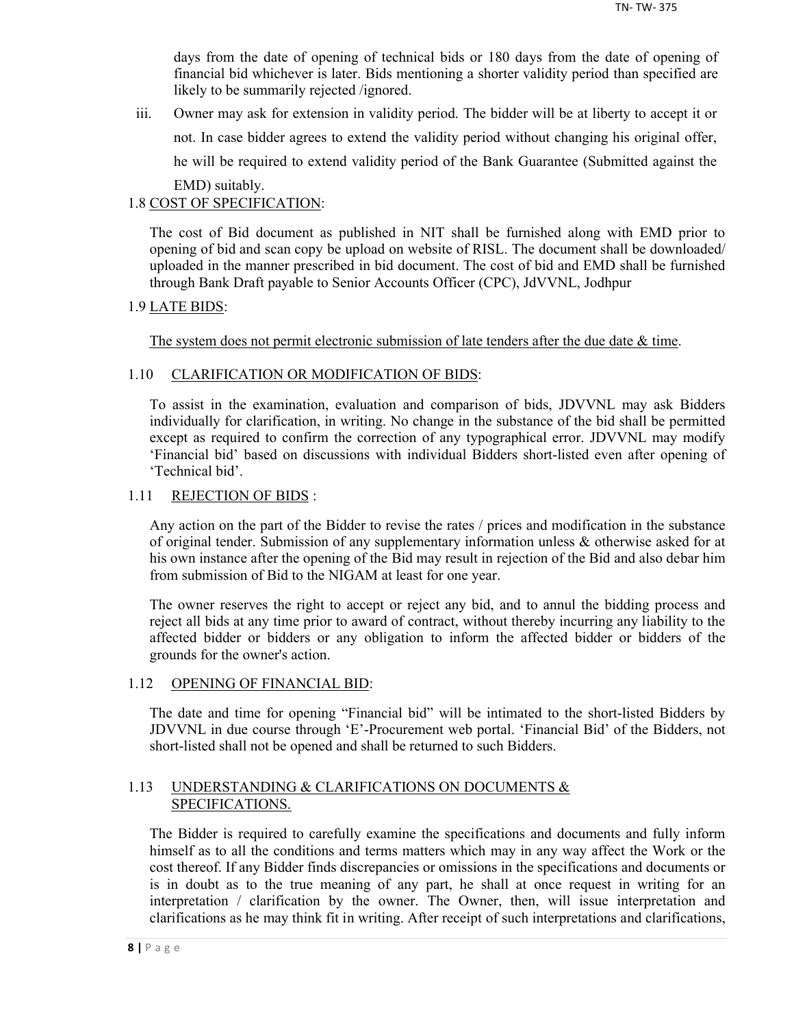days from the date of opening of technical bids or 180 days from the date of opening of financial bid whichever is later. Bids mentioning a shorter validity period than specified are likely to be summarily rejected /ignored.

iii. Owner may ask for extension in validity period. The bidder will be at liberty to accept it or not. In case bidder agrees to extend the validity period without changing his original offer, he will be required to extend validity period of the Bank Guarantee (Submitted against the EMD) suitably.

1.8 COST OF SPECIFICATION:

The cost of Bid document as published in NIT shall be furnished along with EMD prior to opening of bid and scan copy be upload on website of RISL. The document shall be downloaded/ uploaded in the manner prescribed in bid document. The cost of bid and EMD shall be furnished through Bank Draft payable to Senior Accounts Officer (CPC), JdVVNL, Jodhpur

1.9 LATE BIDS:

The system does not permit electronic submission of late tenders after the due date & time.

1.10 CLARIFICATION OR MODIFICATION OF BIDS:

To assist in the examination, evaluation and comparison of bids, JDVVNL may ask Bidders individually for clarification, in writing. No change in the substance of the bid shall be permitted except as required to confirm the correction of any typographical error. JDVVNL may modify 'Financial bid' based on discussions with individual Bidders short-listed even after opening of 'Technical bid'.

1.11 REJECTION OF BIDS :

Any action on the part of the Bidder to revise the rates / prices and modification in the substance of original tender. Submission of any supplementary information unless & otherwise asked for at his own instance after the opening of the Bid may result in rejection of the Bid and also debar him from submission of Bid to the NIGAM at least for one year.

The owner reserves the right to accept or reject any bid, and to annul the bidding process and reject all bids at any time prior to award of contract, without thereby incurring any liability to the affected bidder or bidders or any obligation to inform the affected bidder or bidders of the grounds for the owner's action.

1.12 OPENING OF FINANCIAL BID:

The date and time for opening "Financial bid" will be intimated to the short-listed Bidders by JDVVNL in due course through 'E'-Procurement web portal. 'Financial Bid' of the Bidders, not short-listed shall not be opened and shall be returned to such Bidders.

1.13 UNDERSTANDING & CLARIFICATIONS ON DOCUMENTS & SPECIFICATIONS.

The Bidder is required to carefully examine the specifications and documents and fully inform himself as to all the conditions and terms matters which may in any way affect the Work or the cost thereof. If any Bidder finds discrepancies or omissions in the specifications and documents or is in doubt as to the true meaning of any part, he shall at once request in writing for an interpretation / clarification by the owner. The Owner, then, will issue interpretation and clarifications as he may think fit in writing. After receipt of such interpretations and clarifications,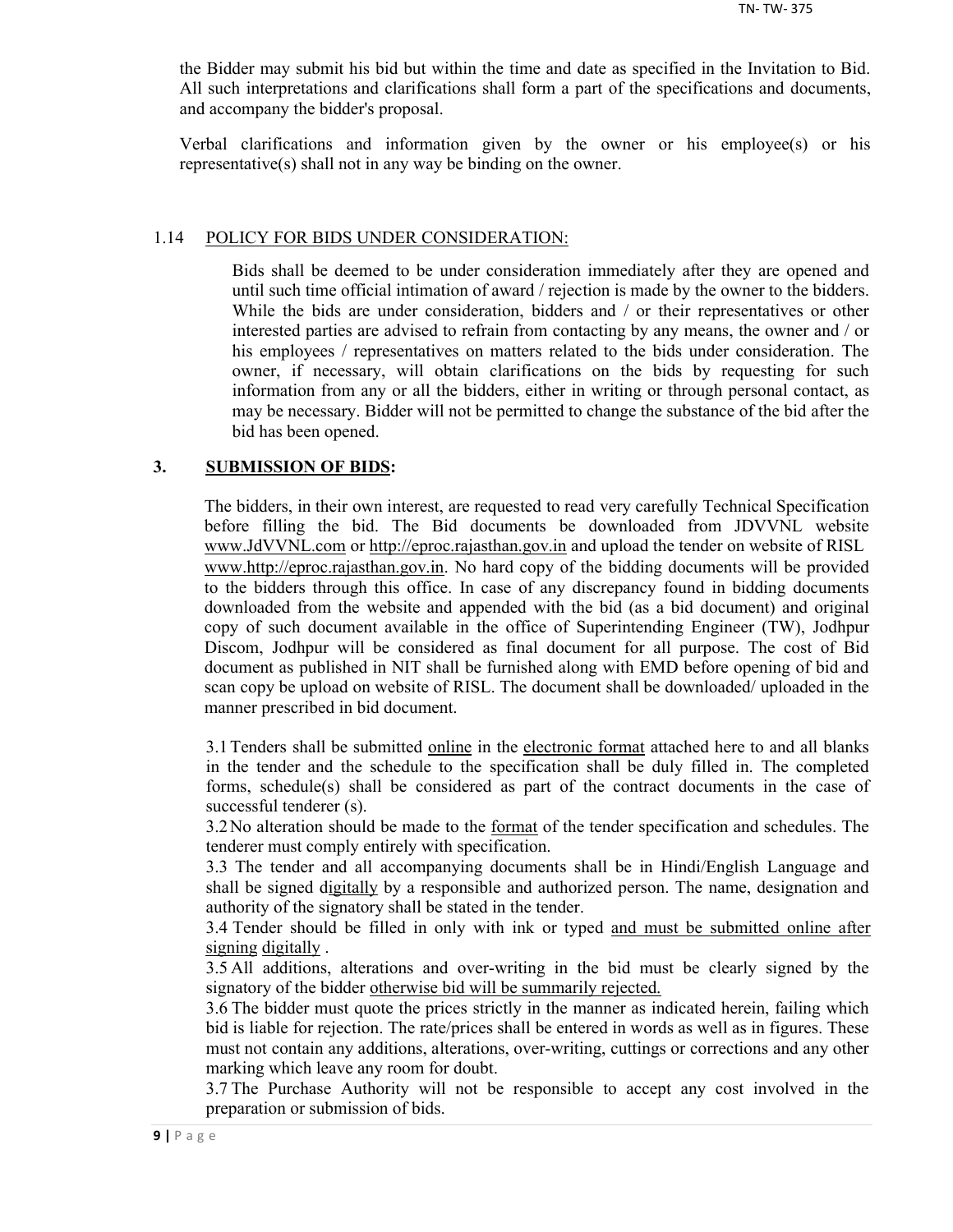the Bidder may submit his bid but within the time and date as specified in the Invitation to Bid. All such interpretations and clarifications shall form a part of the specifications and documents, and accompany the bidder's proposal.

Verbal clarifications and information given by the owner or his employee(s) or his representative(s) shall not in any way be binding on the owner.

1.14 POLICY FOR BIDS UNDER CONSIDERATION:

Bids shall be deemed to be under consideration immediately after they are opened and until such time official intimation of award / rejection is made by the owner to the bidders. While the bids are under consideration, bidders and / or their representatives or other interested parties are advised to refrain from contacting by any means, the owner and / or his employees / representatives on matters related to the bids under consideration. The owner, if necessary, will obtain clarifications on the bids by requesting for such information from any or all the bidders, either in writing or through personal contact, as may be necessary. Bidder will not be permitted to change the substance of the bid after the bid has been opened.

## 3. SUBMISSION OF BIDS:

The bidders, in their own interest, are requested to read very carefully Technical Specification before filling the bid. The Bid documents be downloaded from JDVVNL website www.JdVVNL.com or http://eproc.rajasthan.gov.in and upload the tender on website of RISL www.http://eproc.rajasthan.gov.in. No hard copy of the bidding documents will be provided to the bidders through this office. In case of any discrepancy found in bidding documents downloaded from the website and appended with the bid (as a bid document) and original copy of such document available in the office of Superintending Engineer (TW), Jodhpur Discom, Jodhpur will be considered as final document for all purpose. The cost of Bid document as published in NIT shall be furnished along with EMD before opening of bid and scan copy be upload on website of RISL. The document shall be downloaded/ uploaded in the manner prescribed in bid document.

3.1 Tenders shall be submitted online in the electronic format attached here to and all blanks in the tender and the schedule to the specification shall be duly filled in. The completed forms, schedule(s) shall be considered as part of the contract documents in the case of successful tenderer (s).

3.2 No alteration should be made to the format of the tender specification and schedules. The tenderer must comply entirely with specification.

3.3 The tender and all accompanying documents shall be in Hindi/English Language and shall be signed digitally by a responsible and authorized person. The name, designation and authority of the signatory shall be stated in the tender.

3.4 Tender should be filled in only with ink or typed and must be submitted online after signing digitally .

3.5 All additions, alterations and over-writing in the bid must be clearly signed by the signatory of the bidder otherwise bid will be summarily rejected.

3.6 The bidder must quote the prices strictly in the manner as indicated herein, failing which bid is liable for rejection. The rate/prices shall be entered in words as well as in figures. These must not contain any additions, alterations, over-writing, cuttings or corrections and any other marking which leave any room for doubt.

3.7 The Purchase Authority will not be responsible to accept any cost involved in the preparation or submission of bids.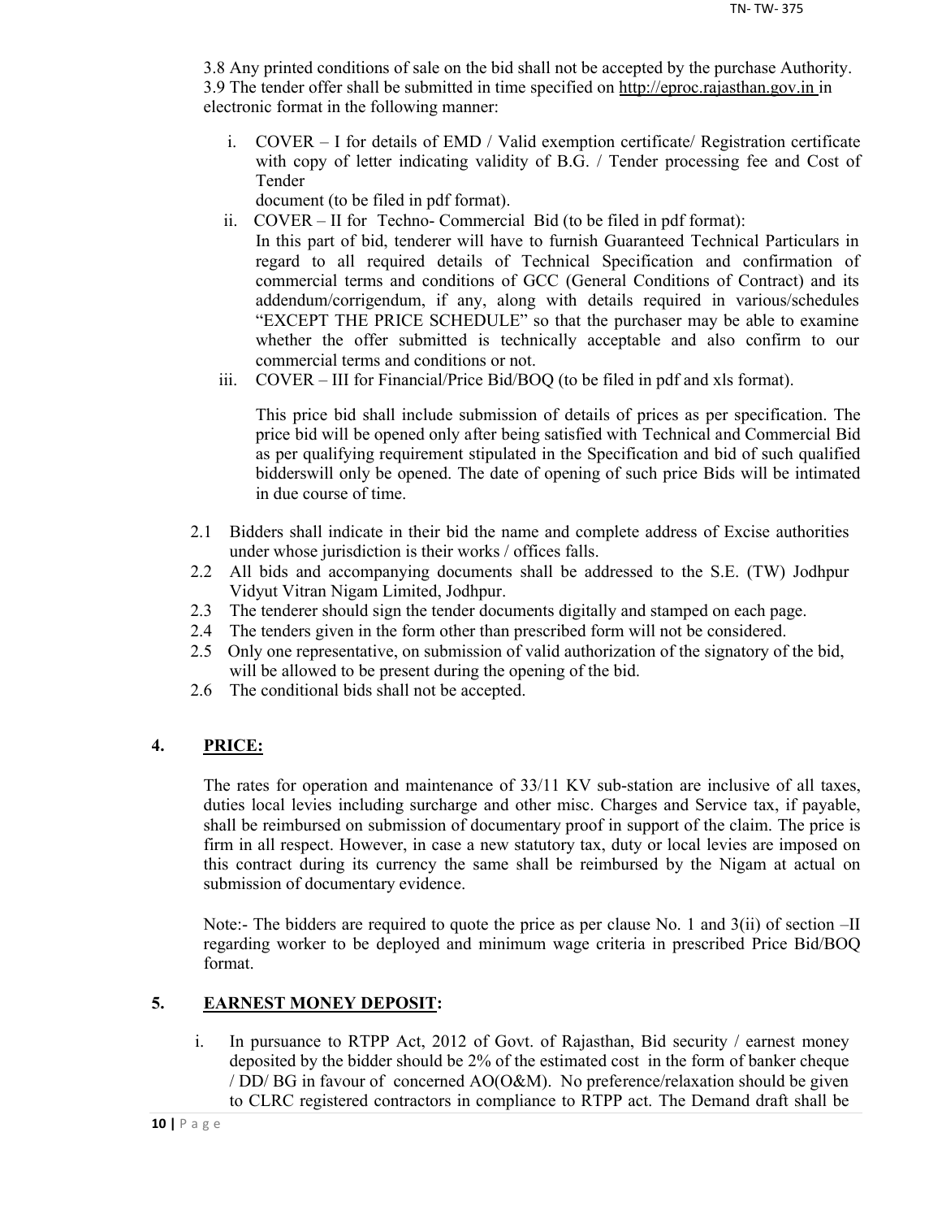3.8 Any printed conditions of sale on the bid shall not be accepted by the purchase Authority.
3.9 The tender offer shall be submitted in time specified on http://eproc.rajasthan.gov.in in electronic format in the following manner:

i. COVER – I for details of EMD / Valid exemption certificate/ Registration certificate with copy of letter indicating validity of B.G. / Tender processing fee and Cost of Tender
document (to be filed in pdf format).

ii. COVER – II for Techno- Commercial Bid (to be filed in pdf format):
In this part of bid, tenderer will have to furnish Guaranteed Technical Particulars in regard to all required details of Technical Specification and confirmation of commercial terms and conditions of GCC (General Conditions of Contract) and its addendum/corrigendum, if any, along with details required in various/schedules "EXCEPT THE PRICE SCHEDULE" so that the purchaser may be able to examine whether the offer submitted is technically acceptable and also confirm to our commercial terms and conditions or not.

iii. COVER – III for Financial/Price Bid/BOQ (to be filed in pdf and xls format).

This price bid shall include submission of details of prices as per specification. The price bid will be opened only after being satisfied with Technical and Commercial Bid as per qualifying requirement stipulated in the Specification and bid of such qualified bidderswill only be opened. The date of opening of such price Bids will be intimated in due course of time.

2.1 Bidders shall indicate in their bid the name and complete address of Excise authorities under whose jurisdiction is their works / offices falls.
2.2 All bids and accompanying documents shall be addressed to the S.E. (TW) Jodhpur Vidyut Vitran Nigam Limited, Jodhpur.
2.3 The tenderer should sign the tender documents digitally and stamped on each page.
2.4 The tenders given in the form other than prescribed form will not be considered.
2.5 Only one representative, on submission of valid authorization of the signatory of the bid, will be allowed to be present during the opening of the bid.
2.6 The conditional bids shall not be accepted.

## 4. PRICE:

The rates for operation and maintenance of 33/11 KV sub-station are inclusive of all taxes, duties local levies including surcharge and other misc. Charges and Service tax, if payable, shall be reimbursed on submission of documentary proof in support of the claim. The price is firm in all respect. However, in case a new statutory tax, duty or local levies are imposed on this contract during its currency the same shall be reimbursed by the Nigam at actual on submission of documentary evidence.

Note:- The bidders are required to quote the price as per clause No. 1 and 3(ii) of section –II regarding worker to be deployed and minimum wage criteria in prescribed Price Bid/BOQ format.

## 5. EARNEST MONEY DEPOSIT:

i. In pursuance to RTPP Act, 2012 of Govt. of Rajasthan, Bid security / earnest money deposited by the bidder should be 2% of the estimated cost in the form of banker cheque / DD/ BG in favour of concerned AO(O&M). No preference/relaxation should be given to CLRC registered contractors in compliance to RTPP act. The Demand draft shall be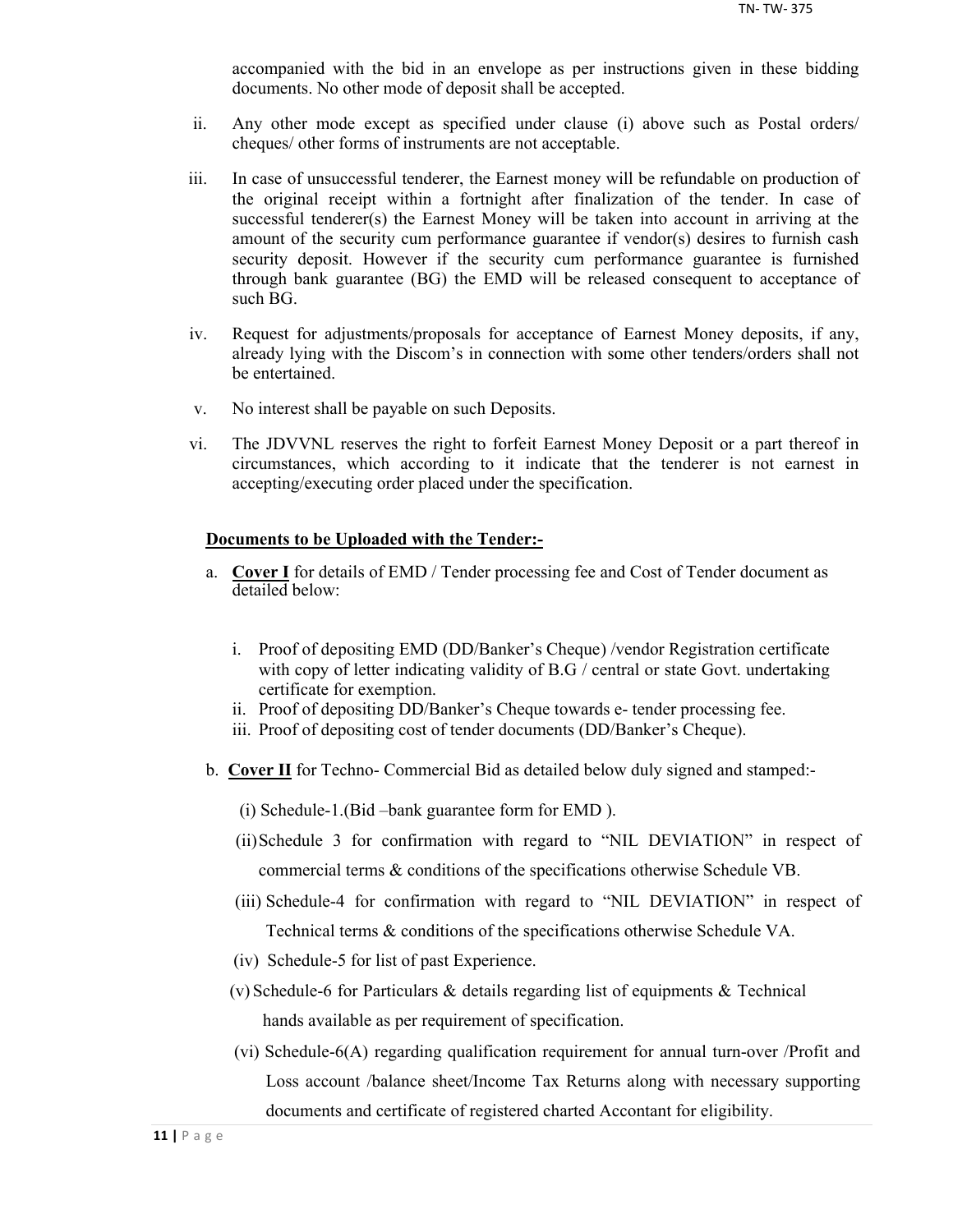accompanied with the bid in an envelope as per instructions given in these bidding documents. No other mode of deposit shall be accepted.

ii. Any other mode except as specified under clause (i) above such as Postal orders/ cheques/ other forms of instruments are not acceptable.

iii. In case of unsuccessful tenderer, the Earnest money will be refundable on production of the original receipt within a fortnight after finalization of the tender. In case of successful tenderer(s) the Earnest Money will be taken into account in arriving at the amount of the security cum performance guarantee if vendor(s) desires to furnish cash security deposit. However if the security cum performance guarantee is furnished through bank guarantee (BG) the EMD will be released consequent to acceptance of such BG.

iv. Request for adjustments/proposals for acceptance of Earnest Money deposits, if any, already lying with the Discom's in connection with some other tenders/orders shall not be entertained.

v. No interest shall be payable on such Deposits.

vi. The JDVVNL reserves the right to forfeit Earnest Money Deposit or a part thereof in circumstances, which according to it indicate that the tenderer is not earnest in accepting/executing order placed under the specification.

**Documents to be Uploaded with the Tender:-**

a. **Cover I** for details of EMD / Tender processing fee and Cost of Tender document as detailed below:

   i. Proof of depositing EMD (DD/Banker's Cheque) /vendor Registration certificate with copy of letter indicating validity of B.G / central or state Govt. undertaking certificate for exemption.
   ii. Proof of depositing DD/Banker's Cheque towards e- tender processing fee.
   iii. Proof of depositing cost of tender documents (DD/Banker's Cheque).

b. **Cover II** for Techno- Commercial Bid as detailed below duly signed and stamped:-

   (i) Schedule-1.(Bid –bank guarantee form for EMD ).

   (ii) Schedule 3 for confirmation with regard to "NIL DEVIATION" in respect of commercial terms & conditions of the specifications otherwise Schedule VB.

   (iii) Schedule-4 for confirmation with regard to "NIL DEVIATION" in respect of Technical terms & conditions of the specifications otherwise Schedule VA.

   (iv) Schedule-5 for list of past Experience.

   (v) Schedule-6 for Particulars & details regarding list of equipments & Technical hands available as per requirement of specification.

   (vi) Schedule-6(A) regarding qualification requirement for annual turn-over /Profit and Loss account /balance sheet/Income Tax Returns along with necessary supporting documents and certificate of registered charted Accontant for eligibility.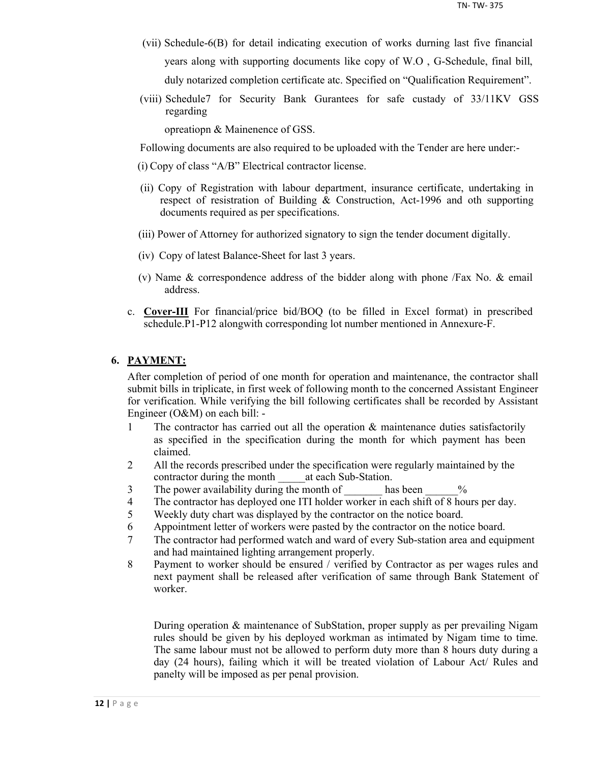(vii) Schedule-6(B) for detail indicating execution of works durning last five financial years along with supporting documents like copy of W.O , G-Schedule, final bill, duly notarized completion certificate atc. Specified on "Qualification Requirement".

(viii) Schedule7 for Security Bank Gurantees for safe custady of 33/11KV GSS regarding

opreatiopn & Mainenence of GSS.

Following documents are also required to be uploaded with the Tender are here under:-

(i) Copy of class "A/B" Electrical contractor license.

(ii) Copy of Registration with labour department, insurance certificate, undertaking in respect of resistration of Building & Construction, Act-1996 and oth supporting documents required as per specifications.

(iii) Power of Attorney for authorized signatory to sign the tender document digitally.

(iv) Copy of latest Balance-Sheet for last 3 years.

(v) Name & correspondence address of the bidder along with phone /Fax No. & email address.

c. **Cover-III** For financial/price bid/BOQ (to be filled in Excel format) in prescribed schedule.P1-P12 alongwith corresponding lot number mentioned in Annexure-F.

## 6. PAYMENT:

After completion of period of one month for operation and maintenance, the contractor shall submit bills in triplicate, in first week of following month to the concerned Assistant Engineer for verification. While verifying the bill following certificates shall be recorded by Assistant Engineer (O&M) on each bill: -

1. The contractor has carried out all the operation & maintenance duties satisfactorily as specified in the specification during the month for which payment has been claimed.
2. All the records prescribed under the specification were regularly maintained by the contractor during the month _____at each Sub-Station.
3. The power availability during the month of _______ has been ______%
4. The contractor has deployed one ITI holder worker in each shift of 8 hours per day.
5. Weekly duty chart was displayed by the contractor on the notice board.
6. Appointment letter of workers were pasted by the contractor on the notice board.
7. The contractor had performed watch and ward of every Sub-station area and equipment and had maintained lighting arrangement properly.
8. Payment to worker should be ensured / verified by Contractor as per wages rules and next payment shall be released after verification of same through Bank Statement of worker.

During operation & maintenance of SubStation, proper supply as per prevailing Nigam rules should be given by his deployed workman as intimated by Nigam time to time. The same labour must not be allowed to perform duty more than 8 hours duty during a day (24 hours), failing which it will be treated violation of Labour Act/ Rules and panelty will be imposed as per penal provision.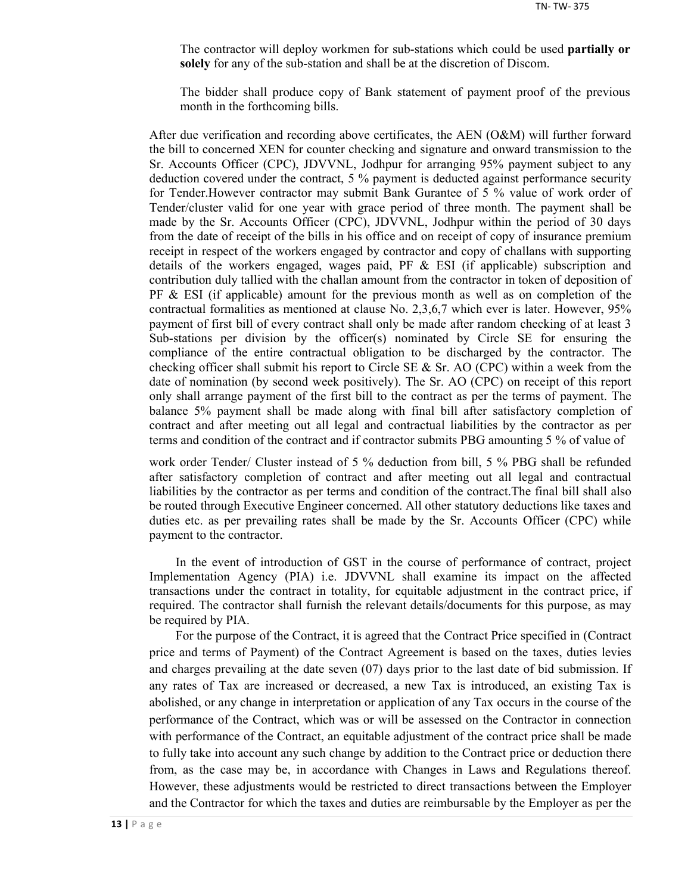The contractor will deploy workmen for sub-stations which could be used **partially or solely** for any of the sub-station and shall be at the discretion of Discom.

The bidder shall produce copy of Bank statement of payment proof of the previous month in the forthcoming bills.

After due verification and recording above certificates, the AEN (O&M) will further forward the bill to concerned XEN for counter checking and signature and onward transmission to the Sr. Accounts Officer (CPC), JDVVNL, Jodhpur for arranging 95% payment subject to any deduction covered under the contract, 5 % payment is deducted against performance security for Tender.However contractor may submit Bank Gurantee of 5 % value of work order of Tender/cluster valid for one year with grace period of three month. The payment shall be made by the Sr. Accounts Officer (CPC), JDVVNL, Jodhpur within the period of 30 days from the date of receipt of the bills in his office and on receipt of copy of insurance premium receipt in respect of the workers engaged by contractor and copy of challans with supporting details of the workers engaged, wages paid, PF & ESI (if applicable) subscription and contribution duly tallied with the challan amount from the contractor in token of deposition of PF & ESI (if applicable) amount for the previous month as well as on completion of the contractual formalities as mentioned at clause No. 2,3,6,7 which ever is later. However, 95% payment of first bill of every contract shall only be made after random checking of at least 3 Sub-stations per division by the officer(s) nominated by Circle SE for ensuring the compliance of the entire contractual obligation to be discharged by the contractor. The checking officer shall submit his report to Circle SE & Sr. AO (CPC) within a week from the date of nomination (by second week positively). The Sr. AO (CPC) on receipt of this report only shall arrange payment of the first bill to the contract as per the terms of payment. The balance 5% payment shall be made along with final bill after satisfactory completion of contract and after meeting out all legal and contractual liabilities by the contractor as per terms and condition of the contract and if contractor submits PBG amounting 5 % of value of work order Tender/ Cluster instead of 5 % deduction from bill, 5 % PBG shall be refunded after satisfactory completion of contract and after meeting out all legal and contractual liabilities by the contractor as per terms and condition of the contract.The final bill shall also be routed through Executive Engineer concerned. All other statutory deductions like taxes and duties etc. as per prevailing rates shall be made by the Sr. Accounts Officer (CPC) while payment to the contractor.

In the event of introduction of GST in the course of performance of contract, project Implementation Agency (PIA) i.e. JDVVNL shall examine its impact on the affected transactions under the contract in totality, for equitable adjustment in the contract price, if required. The contractor shall furnish the relevant details/documents for this purpose, as may be required by PIA.

For the purpose of the Contract, it is agreed that the Contract Price specified in (Contract price and terms of Payment) of the Contract Agreement is based on the taxes, duties levies and charges prevailing at the date seven (07) days prior to the last date of bid submission. If any rates of Tax are increased or decreased, a new Tax is introduced, an existing Tax is abolished, or any change in interpretation or application of any Tax occurs in the course of the performance of the Contract, which was or will be assessed on the Contractor in connection with performance of the Contract, an equitable adjustment of the contract price shall be made to fully take into account any such change by addition to the Contract price or deduction there from, as the case may be, in accordance with Changes in Laws and Regulations thereof. However, these adjustments would be restricted to direct transactions between the Employer and the Contractor for which the taxes and duties are reimbursable by the Employer as per the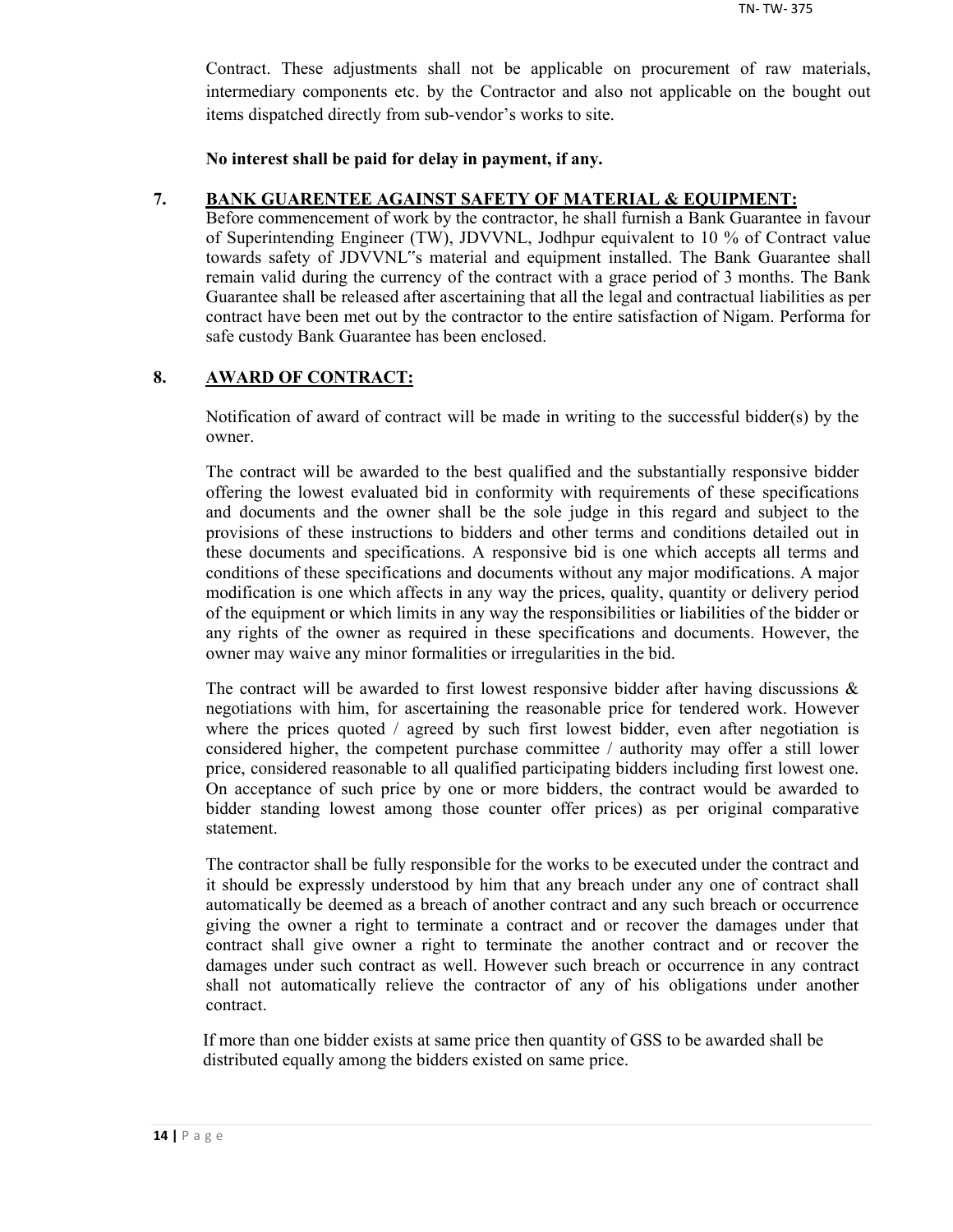Contract. These adjustments shall not be applicable on procurement of raw materials, intermediary components etc. by the Contractor and also not applicable on the bought out items dispatched directly from sub-vendor's works to site.

**No interest shall be paid for delay in payment, if any.**

**7. BANK GUARENTEE AGAINST SAFETY OF MATERIAL & EQUIPMENT:**

Before commencement of work by the contractor, he shall furnish a Bank Guarantee in favour of Superintending Engineer (TW), JDVVNL, Jodhpur equivalent to 10 % of Contract value towards safety of JDVVNL"s material and equipment installed. The Bank Guarantee shall remain valid during the currency of the contract with a grace period of 3 months. The Bank Guarantee shall be released after ascertaining that all the legal and contractual liabilities as per contract have been met out by the contractor to the entire satisfaction of Nigam. Performa for safe custody Bank Guarantee has been enclosed.

**8. AWARD OF CONTRACT:**

Notification of award of contract will be made in writing to the successful bidder(s) by the owner.

The contract will be awarded to the best qualified and the substantially responsive bidder offering the lowest evaluated bid in conformity with requirements of these specifications and documents and the owner shall be the sole judge in this regard and subject to the provisions of these instructions to bidders and other terms and conditions detailed out in these documents and specifications. A responsive bid is one which accepts all terms and conditions of these specifications and documents without any major modifications. A major modification is one which affects in any way the prices, quality, quantity or delivery period of the equipment or which limits in any way the responsibilities or liabilities of the bidder or any rights of the owner as required in these specifications and documents. However, the owner may waive any minor formalities or irregularities in the bid.

The contract will be awarded to first lowest responsive bidder after having discussions & negotiations with him, for ascertaining the reasonable price for tendered work. However where the prices quoted / agreed by such first lowest bidder, even after negotiation is considered higher, the competent purchase committee / authority may offer a still lower price, considered reasonable to all qualified participating bidders including first lowest one. On acceptance of such price by one or more bidders, the contract would be awarded to bidder standing lowest among those counter offer prices) as per original comparative statement.

The contractor shall be fully responsible for the works to be executed under the contract and it should be expressly understood by him that any breach under any one of contract shall automatically be deemed as a breach of another contract and any such breach or occurrence giving the owner a right to terminate a contract and or recover the damages under that contract shall give owner a right to terminate the another contract and or recover the damages under such contract as well. However such breach or occurrence in any contract shall not automatically relieve the contractor of any of his obligations under another contract.

If more than one bidder exists at same price then quantity of GSS to be awarded shall be distributed equally among the bidders existed on same price.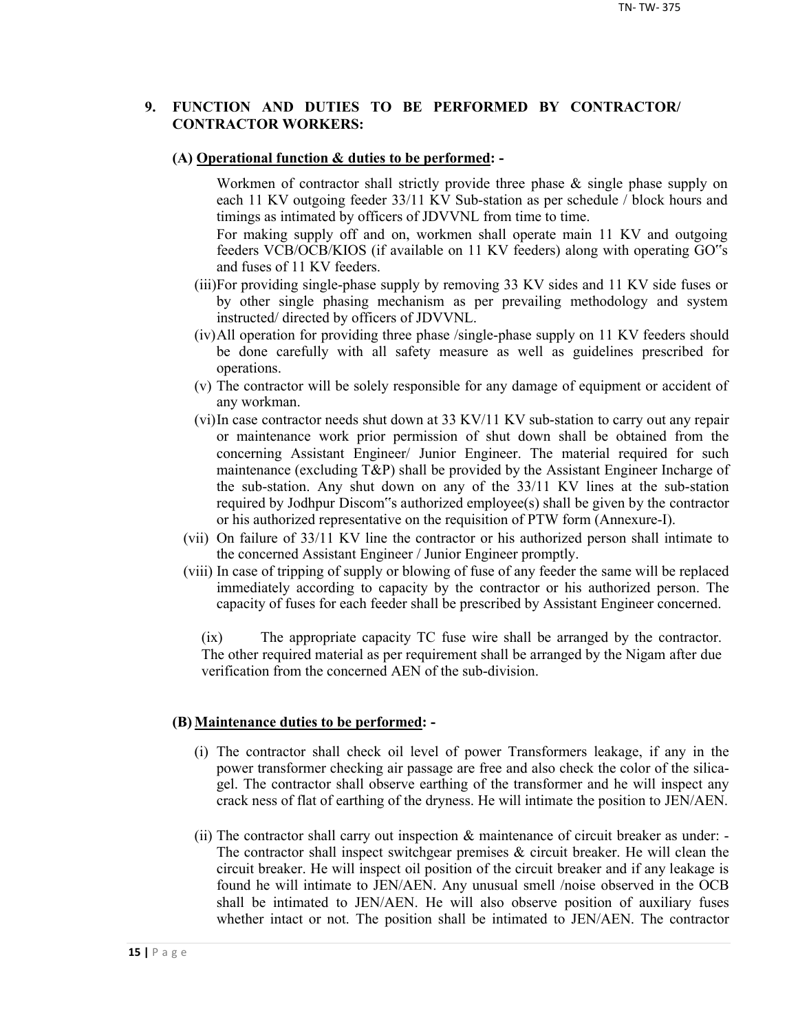## 9. FUNCTION AND DUTIES TO BE PERFORMED BY CONTRACTOR/ CONTRACTOR WORKERS:

### (A) Operational function & duties to be performed: -

Workmen of contractor shall strictly provide three phase & single phase supply on each 11 KV outgoing feeder 33/11 KV Sub-station as per schedule / block hours and timings as intimated by officers of JDVVNL from time to time.

For making supply off and on, workmen shall operate main 11 KV and outgoing feeders VCB/OCB/KIOS (if available on 11 KV feeders) along with operating GO‟s and fuses of 11 KV feeders.

(iii) For providing single-phase supply by removing 33 KV sides and 11 KV side fuses or by other single phasing mechanism as per prevailing methodology and system instructed/ directed by officers of JDVVNL.

(iv) All operation for providing three phase /single-phase supply on 11 KV feeders should be done carefully with all safety measure as well as guidelines prescribed for operations.

(v) The contractor will be solely responsible for any damage of equipment or accident of any workman.

(vi) In case contractor needs shut down at 33 KV/11 KV sub-station to carry out any repair or maintenance work prior permission of shut down shall be obtained from the concerning Assistant Engineer/ Junior Engineer. The material required for such maintenance (excluding T&P) shall be provided by the Assistant Engineer Incharge of the sub-station. Any shut down on any of the 33/11 KV lines at the sub-station required by Jodhpur Discom‟s authorized employee(s) shall be given by the contractor or his authorized representative on the requisition of PTW form (Annexure-I).

(vii) On failure of 33/11 KV line the contractor or his authorized person shall intimate to the concerned Assistant Engineer / Junior Engineer promptly.

(viii) In case of tripping of supply or blowing of fuse of any feeder the same will be replaced immediately according to capacity by the contractor or his authorized person. The capacity of fuses for each feeder shall be prescribed by Assistant Engineer concerned.

(ix) The appropriate capacity TC fuse wire shall be arranged by the contractor. The other required material as per requirement shall be arranged by the Nigam after due verification from the concerned AEN of the sub-division.

### (B) Maintenance duties to be performed: -

(i) The contractor shall check oil level of power Transformers leakage, if any in the power transformer checking air passage are free and also check the color of the silica-gel. The contractor shall observe earthing of the transformer and he will inspect any crack ness of flat of earthing of the dryness. He will intimate the position to JEN/AEN.

(ii) The contractor shall carry out inspection & maintenance of circuit breaker as under: - The contractor shall inspect switchgear premises & circuit breaker. He will clean the circuit breaker. He will inspect oil position of the circuit breaker and if any leakage is found he will intimate to JEN/AEN. Any unusual smell /noise observed in the OCB shall be intimated to JEN/AEN. He will also observe position of auxiliary fuses whether intact or not. The position shall be intimated to JEN/AEN. The contractor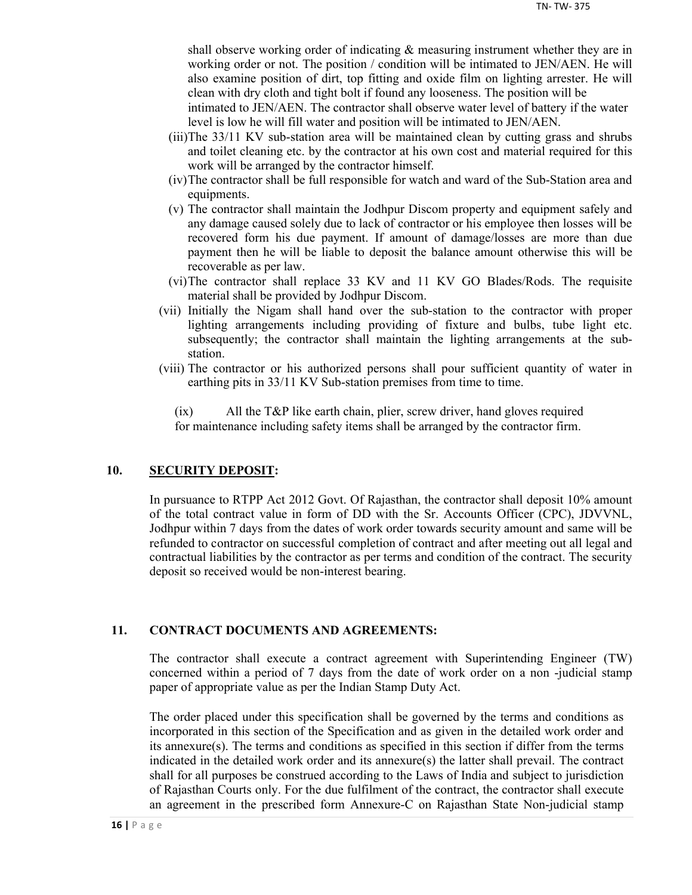shall observe working order of indicating & measuring instrument whether they are in working order or not. The position / condition will be intimated to JEN/AEN. He will also examine position of dirt, top fitting and oxide film on lighting arrester. He will clean with dry cloth and tight bolt if found any looseness. The position will be intimated to JEN/AEN. The contractor shall observe water level of battery if the water level is low he will fill water and position will be intimated to JEN/AEN.

(iii) The 33/11 KV sub-station area will be maintained clean by cutting grass and shrubs and toilet cleaning etc. by the contractor at his own cost and material required for this work will be arranged by the contractor himself.

(iv) The contractor shall be full responsible for watch and ward of the Sub-Station area and equipments.

(v) The contractor shall maintain the Jodhpur Discom property and equipment safely and any damage caused solely due to lack of contractor or his employee then losses will be recovered form his due payment. If amount of damage/losses are more than due payment then he will be liable to deposit the balance amount otherwise this will be recoverable as per law.

(vi) The contractor shall replace 33 KV and 11 KV GO Blades/Rods. The requisite material shall be provided by Jodhpur Discom.

(vii) Initially the Nigam shall hand over the sub-station to the contractor with proper lighting arrangements including providing of fixture and bulbs, tube light etc. subsequently; the contractor shall maintain the lighting arrangements at the sub-station.

(viii) The contractor or his authorized persons shall pour sufficient quantity of water in earthing pits in 33/11 KV Sub-station premises from time to time.

(ix) All the T&P like earth chain, plier, screw driver, hand gloves required for maintenance including safety items shall be arranged by the contractor firm.

## 10. SECURITY DEPOSIT:

In pursuance to RTPP Act 2012 Govt. Of Rajasthan, the contractor shall deposit 10% amount of the total contract value in form of DD with the Sr. Accounts Officer (CPC), JDVVNL, Jodhpur within 7 days from the dates of work order towards security amount and same will be refunded to contractor on successful completion of contract and after meeting out all legal and contractual liabilities by the contractor as per terms and condition of the contract. The security deposit so received would be non-interest bearing.

## 11. CONTRACT DOCUMENTS AND AGREEMENTS:

The contractor shall execute a contract agreement with Superintending Engineer (TW) concerned within a period of 7 days from the date of work order on a non -judicial stamp paper of appropriate value as per the Indian Stamp Duty Act.

The order placed under this specification shall be governed by the terms and conditions as incorporated in this section of the Specification and as given in the detailed work order and its annexure(s). The terms and conditions as specified in this section if differ from the terms indicated in the detailed work order and its annexure(s) the latter shall prevail. The contract shall for all purposes be construed according to the Laws of India and subject to jurisdiction of Rajasthan Courts only. For the due fulfilment of the contract, the contractor shall execute an agreement in the prescribed form Annexure-C on Rajasthan State Non-judicial stamp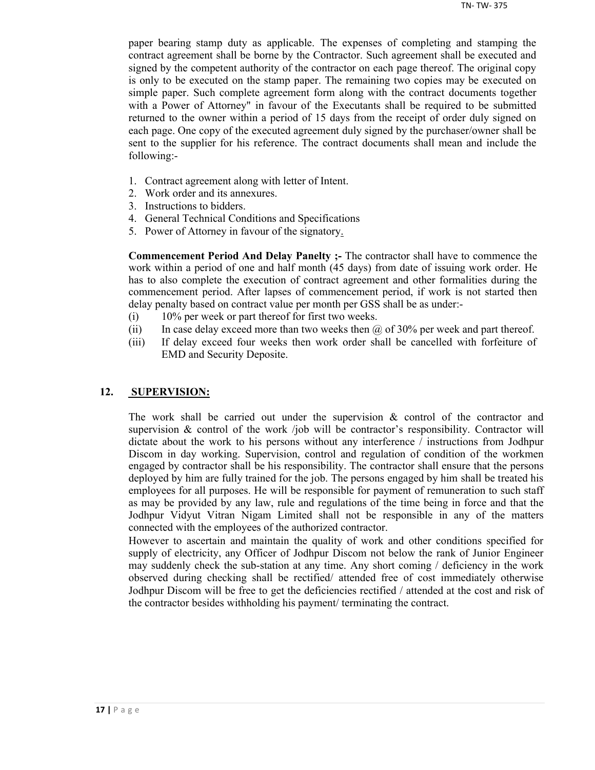paper bearing stamp duty as applicable. The expenses of completing and stamping the contract agreement shall be borne by the Contractor. Such agreement shall be executed and signed by the competent authority of the contractor on each page thereof. The original copy is only to be executed on the stamp paper. The remaining two copies may be executed on simple paper. Such complete agreement form along with the contract documents together with a Power of Attorney" in favour of the Executants shall be required to be submitted returned to the owner within a period of 15 days from the receipt of order duly signed on each page. One copy of the executed agreement duly signed by the purchaser/owner shall be sent to the supplier for his reference. The contract documents shall mean and include the following:-

1. Contract agreement along with letter of Intent.
2. Work order and its annexures.
3. Instructions to bidders.
4. General Technical Conditions and Specifications
5. Power of Attorney in favour of the signatory.

**Commencement Period And Delay Panelty ;-** The contractor shall have to commence the work within a period of one and half month (45 days) from date of issuing work order. He has to also complete the execution of contract agreement and other formalities during the commencement period. After lapses of commencement period, if work is not started then delay penalty based on contract value per month per GSS shall be as under:-

(i) 10% per week or part thereof for first two weeks.

(ii) In case delay exceed more than two weeks then @ of 30% per week and part thereof.

(iii) If delay exceed four weeks then work order shall be cancelled with forfeiture of EMD and Security Deposite.

## 12. SUPERVISION:

The work shall be carried out under the supervision & control of the contractor and supervision & control of the work /job will be contractor's responsibility. Contractor will dictate about the work to his persons without any interference / instructions from Jodhpur Discom in day working. Supervision, control and regulation of condition of the workmen engaged by contractor shall be his responsibility. The contractor shall ensure that the persons deployed by him are fully trained for the job. The persons engaged by him shall be treated his employees for all purposes. He will be responsible for payment of remuneration to such staff as may be provided by any law, rule and regulations of the time being in force and that the Jodhpur Vidyut Vitran Nigam Limited shall not be responsible in any of the matters connected with the employees of the authorized contractor.

However to ascertain and maintain the quality of work and other conditions specified for supply of electricity, any Officer of Jodhpur Discom not below the rank of Junior Engineer may suddenly check the sub-station at any time. Any short coming / deficiency in the work observed during checking shall be rectified/ attended free of cost immediately otherwise Jodhpur Discom will be free to get the deficiencies rectified / attended at the cost and risk of the contractor besides withholding his payment/ terminating the contract.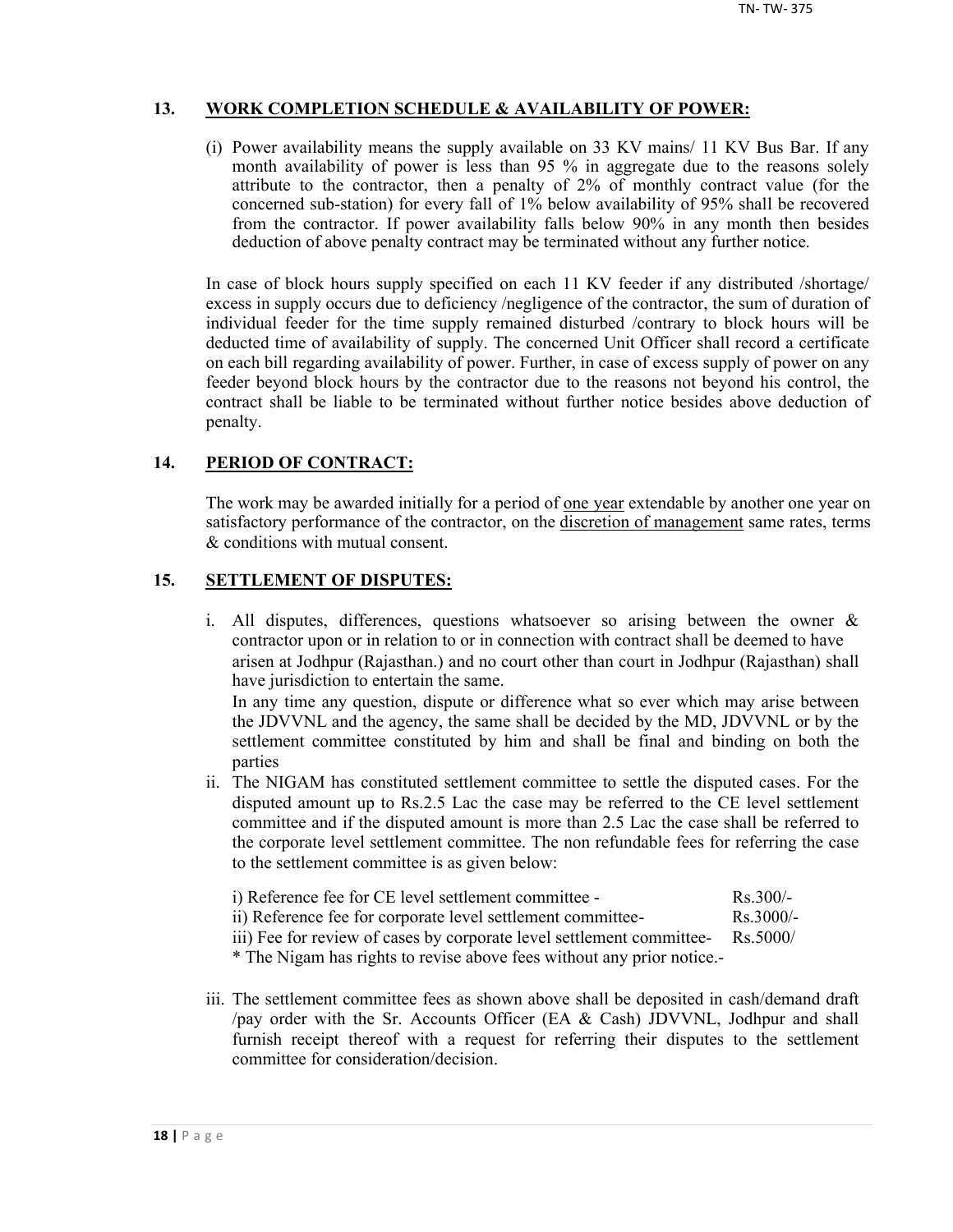## 13. WORK COMPLETION SCHEDULE & AVAILABILITY OF POWER:

(i) Power availability means the supply available on 33 KV mains/ 11 KV Bus Bar. If any month availability of power is less than 95 % in aggregate due to the reasons solely attribute to the contractor, then a penalty of 2% of monthly contract value (for the concerned sub-station) for every fall of 1% below availability of 95% shall be recovered from the contractor. If power availability falls below 90% in any month then besides deduction of above penalty contract may be terminated without any further notice.

In case of block hours supply specified on each 11 KV feeder if any distributed /shortage/ excess in supply occurs due to deficiency /negligence of the contractor, the sum of duration of individual feeder for the time supply remained disturbed /contrary to block hours will be deducted time of availability of supply. The concerned Unit Officer shall record a certificate on each bill regarding availability of power. Further, in case of excess supply of power on any feeder beyond block hours by the contractor due to the reasons not beyond his control, the contract shall be liable to be terminated without further notice besides above deduction of penalty.

## 14. PERIOD OF CONTRACT:

The work may be awarded initially for a period of one year extendable by another one year on satisfactory performance of the contractor, on the discretion of management same rates, terms & conditions with mutual consent.

## 15. SETTLEMENT OF DISPUTES:

i. All disputes, differences, questions whatsoever so arising between the owner & contractor upon or in relation to or in connection with contract shall be deemed to have arisen at Jodhpur (Rajasthan.) and no court other than court in Jodhpur (Rajasthan) shall have jurisdiction to entertain the same.
   In any time any question, dispute or difference what so ever which may arise between the JDVVNL and the agency, the same shall be decided by the MD, JDVVNL or by the settlement committee constituted by him and shall be final and binding on both the parties

ii. The NIGAM has constituted settlement committee to settle the disputed cases. For the disputed amount up to Rs.2.5 Lac the case may be referred to the CE level settlement committee and if the disputed amount is more than 2.5 Lac the case shall be referred to the corporate level settlement committee. The non refundable fees for referring the case to the settlement committee is as given below:

   i) Reference fee for CE level settlement committee - Rs.300/-
   ii) Reference fee for corporate level settlement committee- Rs.3000/-
   iii) Fee for review of cases by corporate level settlement committee- Rs.5000/
   * The Nigam has rights to revise above fees without any prior notice.-

iii. The settlement committee fees as shown above shall be deposited in cash/demand draft /pay order with the Sr. Accounts Officer (EA & Cash) JDVVNL, Jodhpur and shall furnish receipt thereof with a request for referring their disputes to the settlement committee for consideration/decision.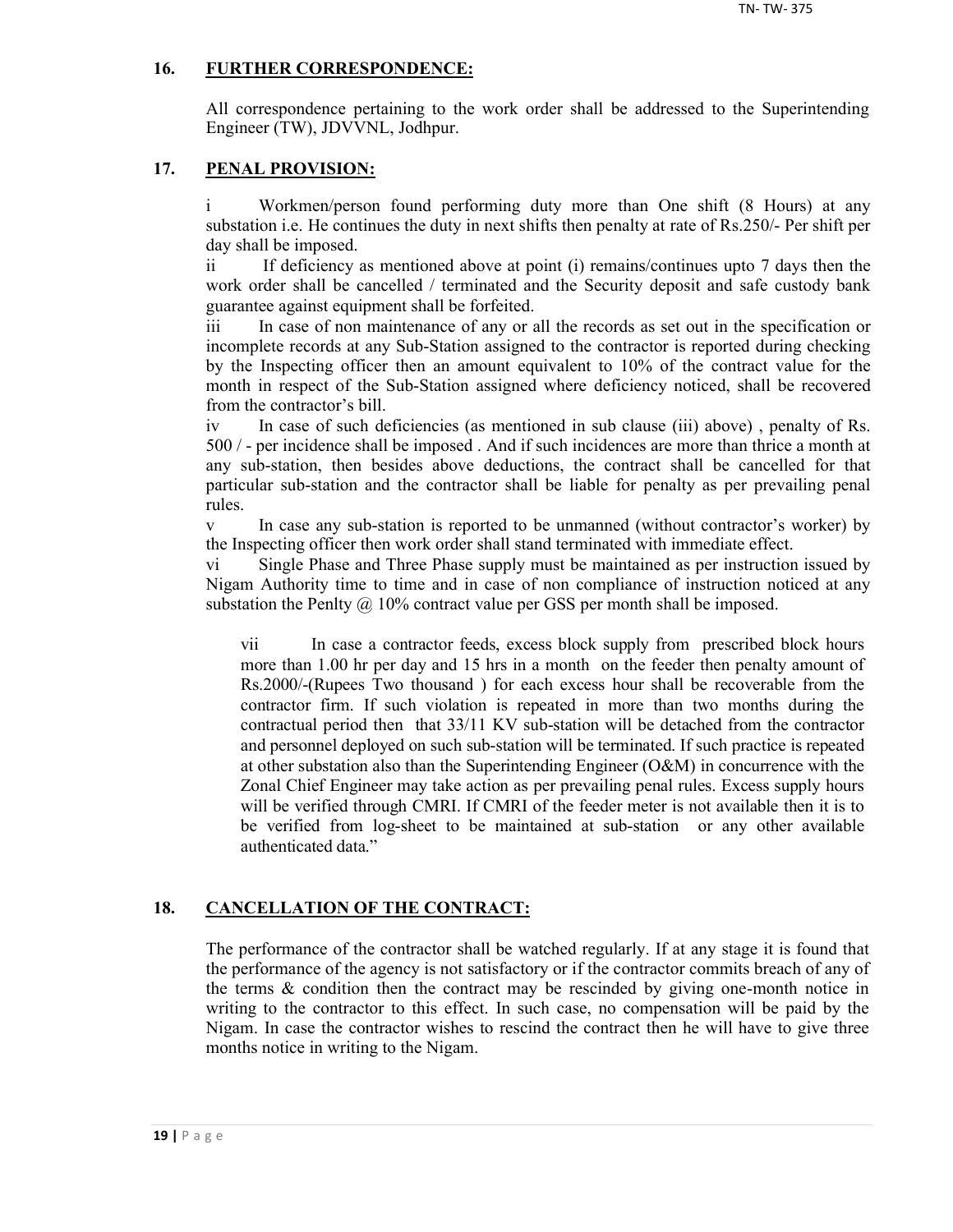## 16. FURTHER CORRESPONDENCE:

All correspondence pertaining to the work order shall be addressed to the Superintending Engineer (TW), JDVVNL, Jodhpur.

## 17. PENAL PROVISION:

i Workmen/person found performing duty more than One shift (8 Hours) at any substation i.e. He continues the duty in next shifts then penalty at rate of Rs.250/- Per shift per day shall be imposed.

ii If deficiency as mentioned above at point (i) remains/continues upto 7 days then the work order shall be cancelled / terminated and the Security deposit and safe custody bank guarantee against equipment shall be forfeited.

iii In case of non maintenance of any or all the records as set out in the specification or incomplete records at any Sub-Station assigned to the contractor is reported during checking by the Inspecting officer then an amount equivalent to 10% of the contract value for the month in respect of the Sub-Station assigned where deficiency noticed, shall be recovered from the contractor's bill.

iv In case of such deficiencies (as mentioned in sub clause (iii) above) , penalty of Rs. 500 / - per incidence shall be imposed . And if such incidences are more than thrice a month at any sub-station, then besides above deductions, the contract shall be cancelled for that particular sub-station and the contractor shall be liable for penalty as per prevailing penal rules.

v In case any sub-station is reported to be unmanned (without contractor's worker) by the Inspecting officer then work order shall stand terminated with immediate effect.

vi Single Phase and Three Phase supply must be maintained as per instruction issued by Nigam Authority time to time and in case of non compliance of instruction noticed at any substation the Penlty @ 10% contract value per GSS per month shall be imposed.

vii In case a contractor feeds, excess block supply from prescribed block hours more than 1.00 hr per day and 15 hrs in a month on the feeder then penalty amount of Rs.2000/-(Rupees Two thousand ) for each excess hour shall be recoverable from the contractor firm. If such violation is repeated in more than two months during the contractual period then that 33/11 KV sub-station will be detached from the contractor and personnel deployed on such sub-station will be terminated. If such practice is repeated at other substation also than the Superintending Engineer (O&M) in concurrence with the Zonal Chief Engineer may take action as per prevailing penal rules. Excess supply hours will be verified through CMRI. If CMRI of the feeder meter is not available then it is to be verified from log-sheet to be maintained at sub-station or any other available authenticated data."

## 18. CANCELLATION OF THE CONTRACT:

The performance of the contractor shall be watched regularly. If at any stage it is found that the performance of the agency is not satisfactory or if the contractor commits breach of any of the terms & condition then the contract may be rescinded by giving one-month notice in writing to the contractor to this effect. In such case, no compensation will be paid by the Nigam. In case the contractor wishes to rescind the contract then he will have to give three months notice in writing to the Nigam.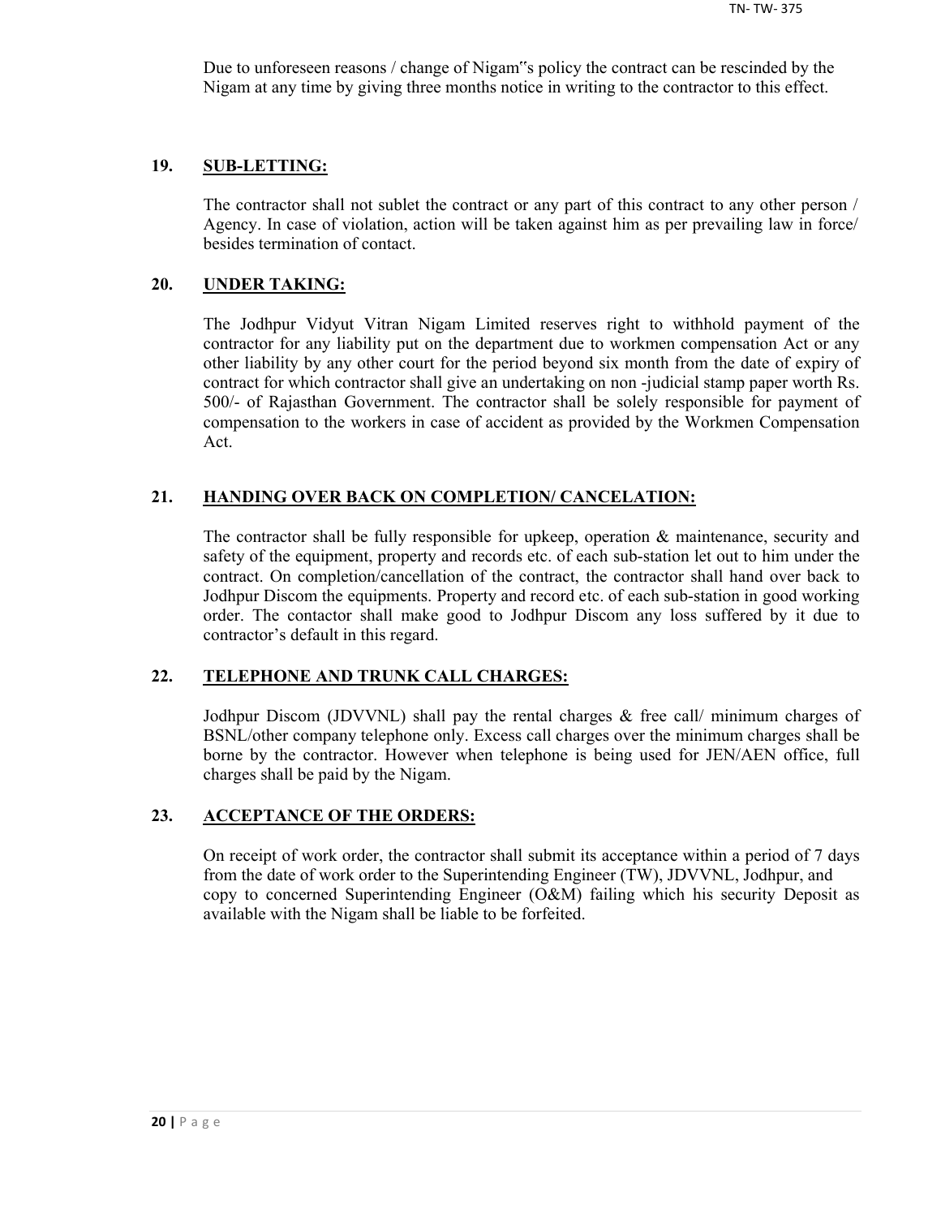Due to unforeseen reasons / change of Nigam‟s policy the contract can be rescinded by the Nigam at any time by giving three months notice in writing to the contractor to this effect.

**19. SUB-LETTING:**

The contractor shall not sublet the contract or any part of this contract to any other person / Agency. In case of violation, action will be taken against him as per prevailing law in force/ besides termination of contact.

**20. UNDER TAKING:**

The Jodhpur Vidyut Vitran Nigam Limited reserves right to withhold payment of the contractor for any liability put on the department due to workmen compensation Act or any other liability by any other court for the period beyond six month from the date of expiry of contract for which contractor shall give an undertaking on non -judicial stamp paper worth Rs. 500/- of Rajasthan Government. The contractor shall be solely responsible for payment of compensation to the workers in case of accident as provided by the Workmen Compensation Act.

**21. HANDING OVER BACK ON COMPLETION/ CANCELATION:**

The contractor shall be fully responsible for upkeep, operation & maintenance, security and safety of the equipment, property and records etc. of each sub-station let out to him under the contract. On completion/cancellation of the contract, the contractor shall hand over back to Jodhpur Discom the equipments. Property and record etc. of each sub-station in good working order. The contactor shall make good to Jodhpur Discom any loss suffered by it due to contractor's default in this regard.

**22. TELEPHONE AND TRUNK CALL CHARGES:**

Jodhpur Discom (JDVVNL) shall pay the rental charges & free call/ minimum charges of BSNL/other company telephone only. Excess call charges over the minimum charges shall be borne by the contractor. However when telephone is being used for JEN/AEN office, full charges shall be paid by the Nigam.

**23. ACCEPTANCE OF THE ORDERS:**

On receipt of work order, the contractor shall submit its acceptance within a period of 7 days from the date of work order to the Superintending Engineer (TW), JDVVNL, Jodhpur, and copy to concerned Superintending Engineer (O&M) failing which his security Deposit as available with the Nigam shall be liable to be forfeited.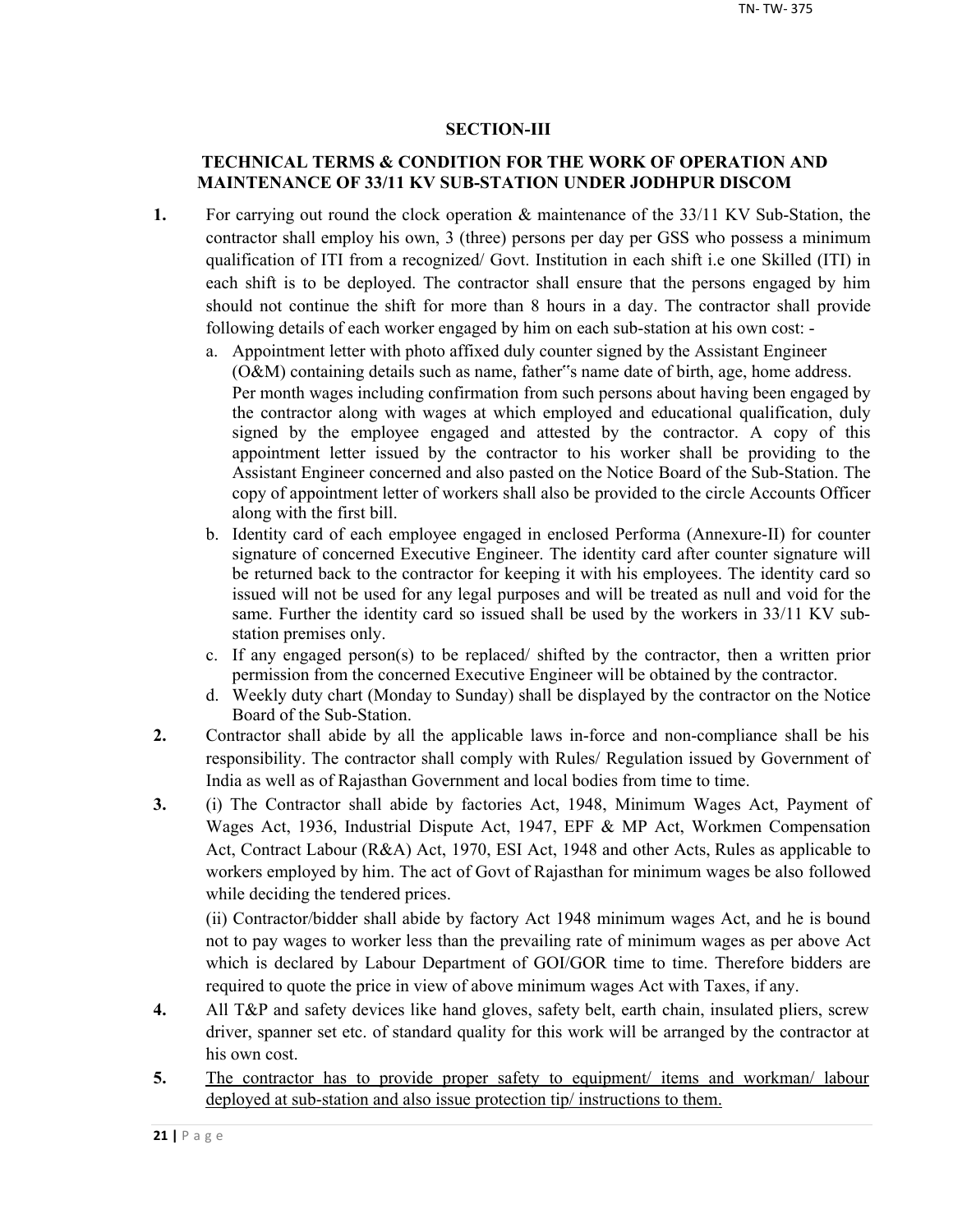## SECTION-III

## TECHNICAL TERMS & CONDITION FOR THE WORK OF OPERATION AND MAINTENANCE OF 33/11 KV SUB-STATION UNDER JODHPUR DISCOM

**1.** For carrying out round the clock operation & maintenance of the 33/11 KV Sub-Station, the contractor shall employ his own, 3 (three) persons per day per GSS who possess a minimum qualification of ITI from a recognized/ Govt. Institution in each shift i.e one Skilled (ITI) in each shift is to be deployed. The contractor shall ensure that the persons engaged by him should not continue the shift for more than 8 hours in a day. The contractor shall provide following details of each worker engaged by him on each sub-station at his own cost: -

   a. Appointment letter with photo affixed duly counter signed by the Assistant Engineer (O&M) containing details such as name, father"s name date of birth, age, home address. Per month wages including confirmation from such persons about having been engaged by the contractor along with wages at which employed and educational qualification, duly signed by the employee engaged and attested by the contractor. A copy of this appointment letter issued by the contractor to his worker shall be providing to the Assistant Engineer concerned and also pasted on the Notice Board of the Sub-Station. The copy of appointment letter of workers shall also be provided to the circle Accounts Officer along with the first bill.

   b. Identity card of each employee engaged in enclosed Performa (Annexure-II) for counter signature of concerned Executive Engineer. The identity card after counter signature will be returned back to the contractor for keeping it with his employees. The identity card so issued will not be used for any legal purposes and will be treated as null and void for the same. Further the identity card so issued shall be used by the workers in 33/11 KV sub-station premises only.

   c. If any engaged person(s) to be replaced/ shifted by the contractor, then a written prior permission from the concerned Executive Engineer will be obtained by the contractor.

   d. Weekly duty chart (Monday to Sunday) shall be displayed by the contractor on the Notice Board of the Sub-Station.

**2.** Contractor shall abide by all the applicable laws in-force and non-compliance shall be his responsibility. The contractor shall comply with Rules/ Regulation issued by Government of India as well as of Rajasthan Government and local bodies from time to time.

**3.** (i) The Contractor shall abide by factories Act, 1948, Minimum Wages Act, Payment of Wages Act, 1936, Industrial Dispute Act, 1947, EPF & MP Act, Workmen Compensation Act, Contract Labour (R&A) Act, 1970, ESI Act, 1948 and other Acts, Rules as applicable to workers employed by him. The act of Govt of Rajasthan for minimum wages be also followed while deciding the tendered prices.

(ii) Contractor/bidder shall abide by factory Act 1948 minimum wages Act, and he is bound not to pay wages to worker less than the prevailing rate of minimum wages as per above Act which is declared by Labour Department of GOI/GOR time to time. Therefore bidders are required to quote the price in view of above minimum wages Act with Taxes, if any.

**4.** All T&P and safety devices like hand gloves, safety belt, earth chain, insulated pliers, screw driver, spanner set etc. of standard quality for this work will be arranged by the contractor at his own cost.

**5.** <u>The contractor has to provide proper safety to equipment/ items and workman/ labour deployed at sub-station and also issue protection tip/ instructions to them.</u>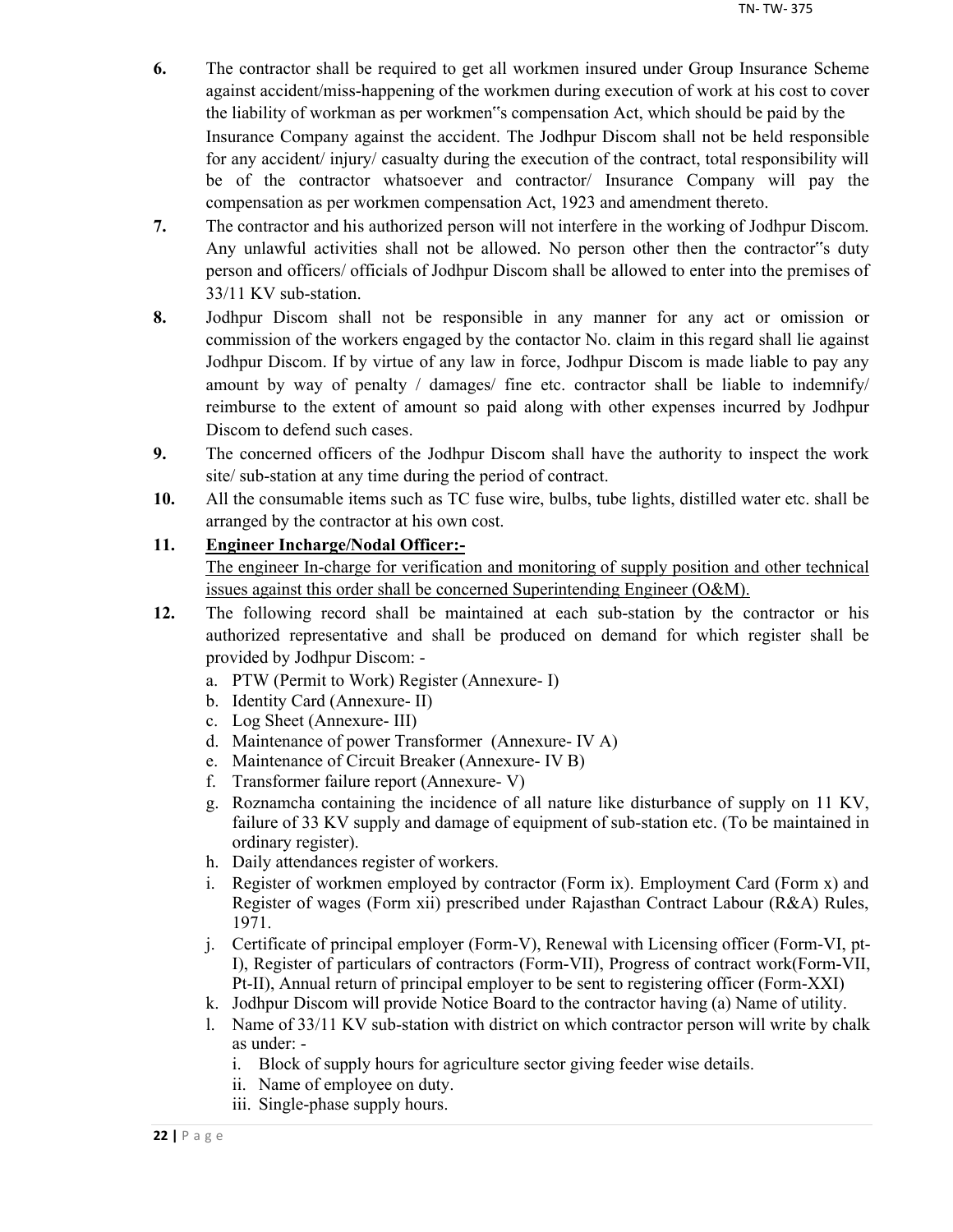6. The contractor shall be required to get all workmen insured under Group Insurance Scheme against accident/miss-happening of the workmen during execution of work at his cost to cover the liability of workman as per workmen"s compensation Act, which should be paid by the Insurance Company against the accident. The Jodhpur Discom shall not be held responsible for any accident/ injury/ casualty during the execution of the contract, total responsibility will be of the contractor whatsoever and contractor/ Insurance Company will pay the compensation as per workmen compensation Act, 1923 and amendment thereto.

7. The contractor and his authorized person will not interfere in the working of Jodhpur Discom. Any unlawful activities shall not be allowed. No person other then the contractor"s duty person and officers/ officials of Jodhpur Discom shall be allowed to enter into the premises of 33/11 KV sub-station.

8. Jodhpur Discom shall not be responsible in any manner for any act or omission or commission of the workers engaged by the contactor No. claim in this regard shall lie against Jodhpur Discom. If by virtue of any law in force, Jodhpur Discom is made liable to pay any amount by way of penalty / damages/ fine etc. contractor shall be liable to indemnify/ reimburse to the extent of amount so paid along with other expenses incurred by Jodhpur Discom to defend such cases.

9. The concerned officers of the Jodhpur Discom shall have the authority to inspect the work site/ sub-station at any time during the period of contract.

10. All the consumable items such as TC fuse wire, bulbs, tube lights, distilled water etc. shall be arranged by the contractor at his own cost.

11. **<u>Engineer Incharge/Nodal Officer:-</u>**
   <u>The engineer In-charge for verification and monitoring of supply position and other technical issues against this order shall be concerned Superintending Engineer (O&M).</u>

12. The following record shall be maintained at each sub-station by the contractor or his authorized representative and shall be produced on demand for which register shall be provided by Jodhpur Discom: -
    a. PTW (Permit to Work) Register (Annexure- I)
    b. Identity Card (Annexure- II)
    c. Log Sheet (Annexure- III)
    d. Maintenance of power Transformer (Annexure- IV A)
    e. Maintenance of Circuit Breaker (Annexure- IV B)
    f. Transformer failure report (Annexure- V)
    g. Roznamcha containing the incidence of all nature like disturbance of supply on 11 KV, failure of 33 KV supply and damage of equipment of sub-station etc. (To be maintained in ordinary register).
    h. Daily attendances register of workers.
    i. Register of workmen employed by contractor (Form ix). Employment Card (Form x) and Register of wages (Form xii) prescribed under Rajasthan Contract Labour (R&A) Rules, 1971.
    j. Certificate of principal employer (Form-V), Renewal with Licensing officer (Form-VI, pt-I), Register of particulars of contractors (Form-VII), Progress of contract work(Form-VII, Pt-II), Annual return of principal employer to be sent to registering officer (Form-XXI)
    k. Jodhpur Discom will provide Notice Board to the contractor having (a) Name of utility.
    l. Name of 33/11 KV sub-station with district on which contractor person will write by chalk as under: -
       i. Block of supply hours for agriculture sector giving feeder wise details.
       ii. Name of employee on duty.
       iii. Single-phase supply hours.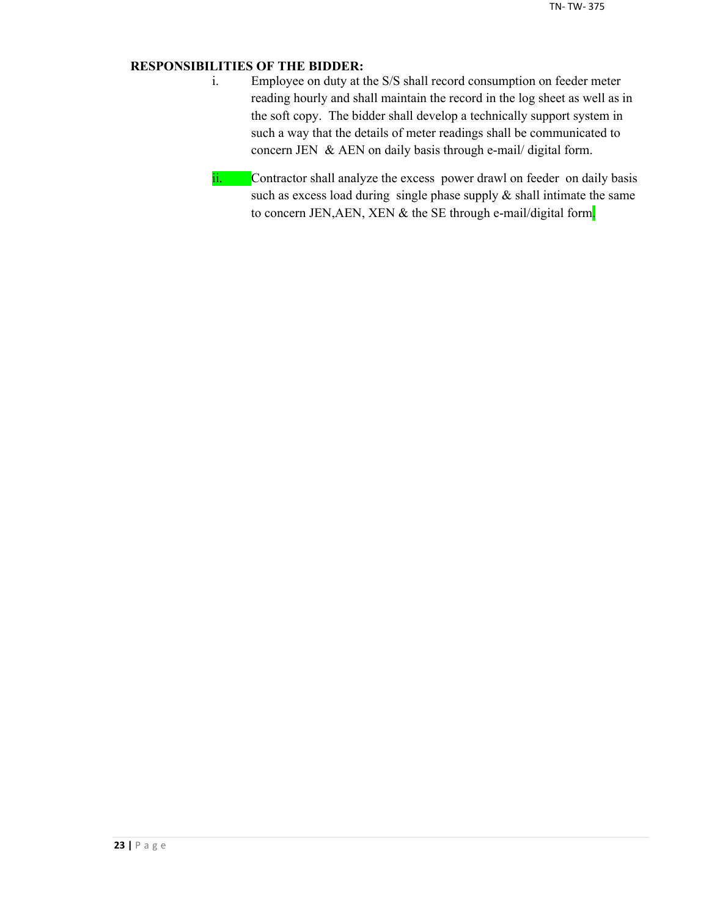**RESPONSIBILITIES OF THE BIDDER:**

i. Employee on duty at the S/S shall record consumption on feeder meter reading hourly and shall maintain the record in the log sheet as well as in the soft copy. The bidder shall develop a technically support system in such a way that the details of meter readings shall be communicated to concern JEN & AEN on daily basis through e-mail/ digital form.

ii. Contractor shall analyze the excess power drawl on feeder on daily basis such as excess load during single phase supply & shall intimate the same to concern JEN,AEN, XEN & the SE through e-mail/digital form.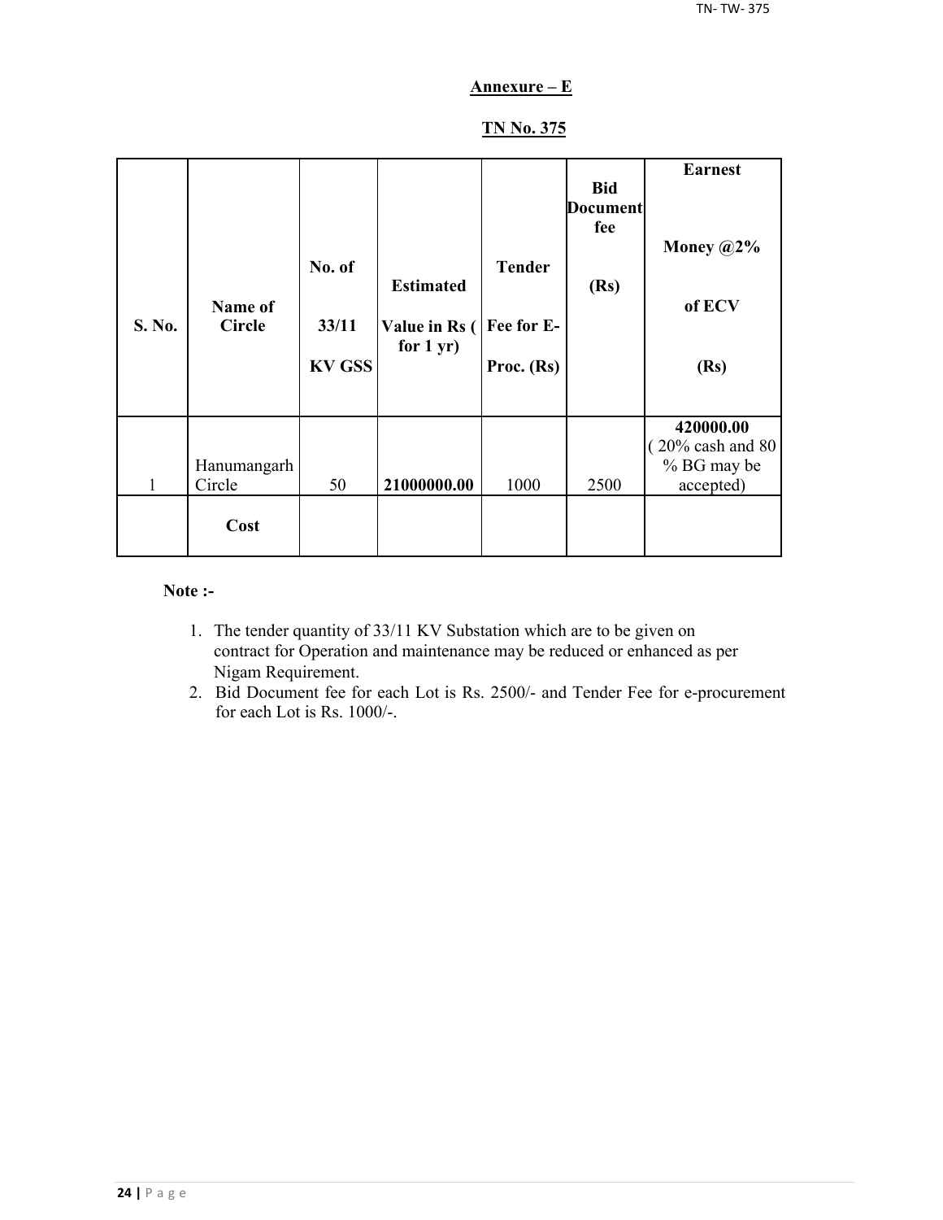## Annexure – E

## TN No. 375

| S. No. | Name of Circle | No. of 33/11 KV GSS | Estimated Value in Rs ( for 1 yr) | Tender Fee for E-Proc. (Rs) | Bid Document fee (Rs) | Earnest Money @2% of ECV (Rs) |
|---|---|---|---|---|---|---|
| 1 | Hanumangarh Circle | 50 | **21000000.00** | 1000 | 2500 | **420000.00** ( 20% cash and 80 % BG may be accepted) |
| | **Cost** | | | | | |

**Note :-**

1. The tender quantity of 33/11 KV Substation which are to be given on contract for Operation and maintenance may be reduced or enhanced as per Nigam Requirement.
2. Bid Document fee for each Lot is Rs. 2500/- and Tender Fee for e-procurement for each Lot is Rs. 1000/-.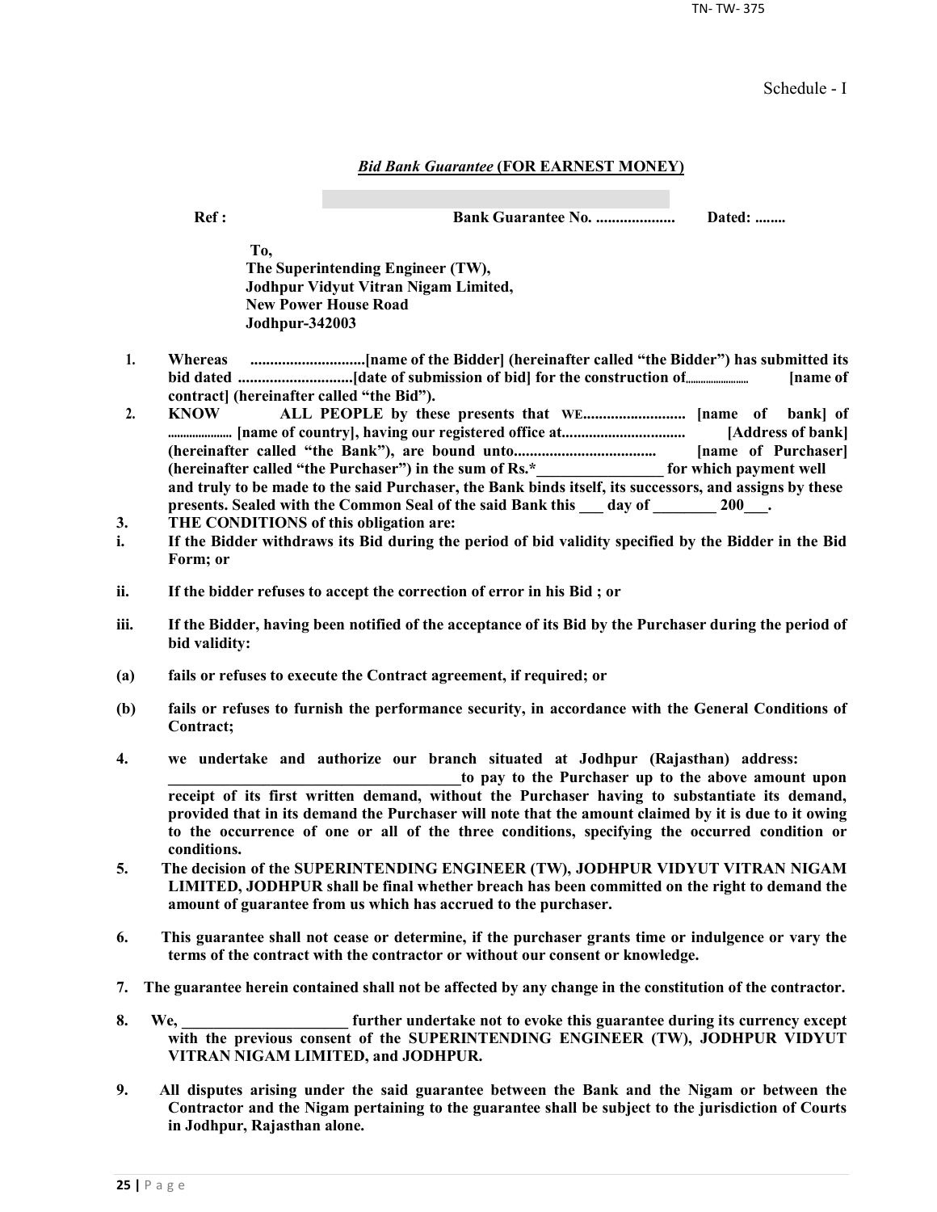Schedule - I

***Bid Bank Guarantee* (FOR EARNEST MONEY)**

**Ref :** **Bank Guarantee No. ....................** **Dated: ........**

**To,**
**The Superintending Engineer (TW),**
**Jodhpur Vidyut Vitran Nigam Limited,**
**New Power House Road**
**Jodhpur-342003**

1. **Whereas .............................[name of the Bidder] (hereinafter called "the Bidder") has submitted its bid dated .............................[date of submission of bid] for the construction of........................ [name of contract] (hereinafter called "the Bid").**
2. **KNOW ALL PEOPLE by these presents that WE.......................... [name of bank] of ..................... [name of country], having our registered office at................................ [Address of bank] (hereinafter called "the Bank"), are bound unto.................................... [name of Purchaser] (hereinafter called "the Purchaser") in the sum of Rs.*________________ for which payment well and truly to be made to the said Purchaser, the Bank binds itself, its successors, and assigns by these presents. Sealed with the Common Seal of the said Bank this ___ day of ________ 200___.**
3. **THE CONDITIONS of this obligation are:**

**i.** **If the Bidder withdraws its Bid during the period of bid validity specified by the Bidder in the Bid Form; or**

**ii.** **If the bidder refuses to accept the correction of error in his Bid ; or**

**iii.** **If the Bidder, having been notified of the acceptance of its Bid by the Purchaser during the period of bid validity:**

**(a)** **fails or refuses to execute the Contract agreement, if required; or**

**(b)** **fails or refuses to furnish the performance security, in accordance with the General Conditions of Contract;**

4. **we undertake and authorize our branch situated at Jodhpur (Rajasthan) address: ______________________________________to pay to the Purchaser up to the above amount upon receipt of its first written demand, without the Purchaser having to substantiate its demand, provided that in its demand the Purchaser will note that the amount claimed by it is due to it owing to the occurrence of one or all of the three conditions, specifying the occurred condition or conditions.**
5. **The decision of the SUPERINTENDING ENGINEER (TW), JODHPUR VIDYUT VITRAN NIGAM LIMITED, JODHPUR shall be final whether breach has been committed on the right to demand the amount of guarantee from us which has accrued to the purchaser.**
6. **This guarantee shall not cease or determine, if the purchaser grants time or indulgence or vary the terms of the contract with the contractor or without our consent or knowledge.**
7. **The guarantee herein contained shall not be affected by any change in the constitution of the contractor.**
8. **We, _____________________ further undertake not to evoke this guarantee during its currency except with the previous consent of the SUPERINTENDING ENGINEER (TW), JODHPUR VIDYUT VITRAN NIGAM LIMITED, and JODHPUR.**
9. **All disputes arising under the said guarantee between the Bank and the Nigam or between the Contractor and the Nigam pertaining to the guarantee shall be subject to the jurisdiction of Courts in Jodhpur, Rajasthan alone.**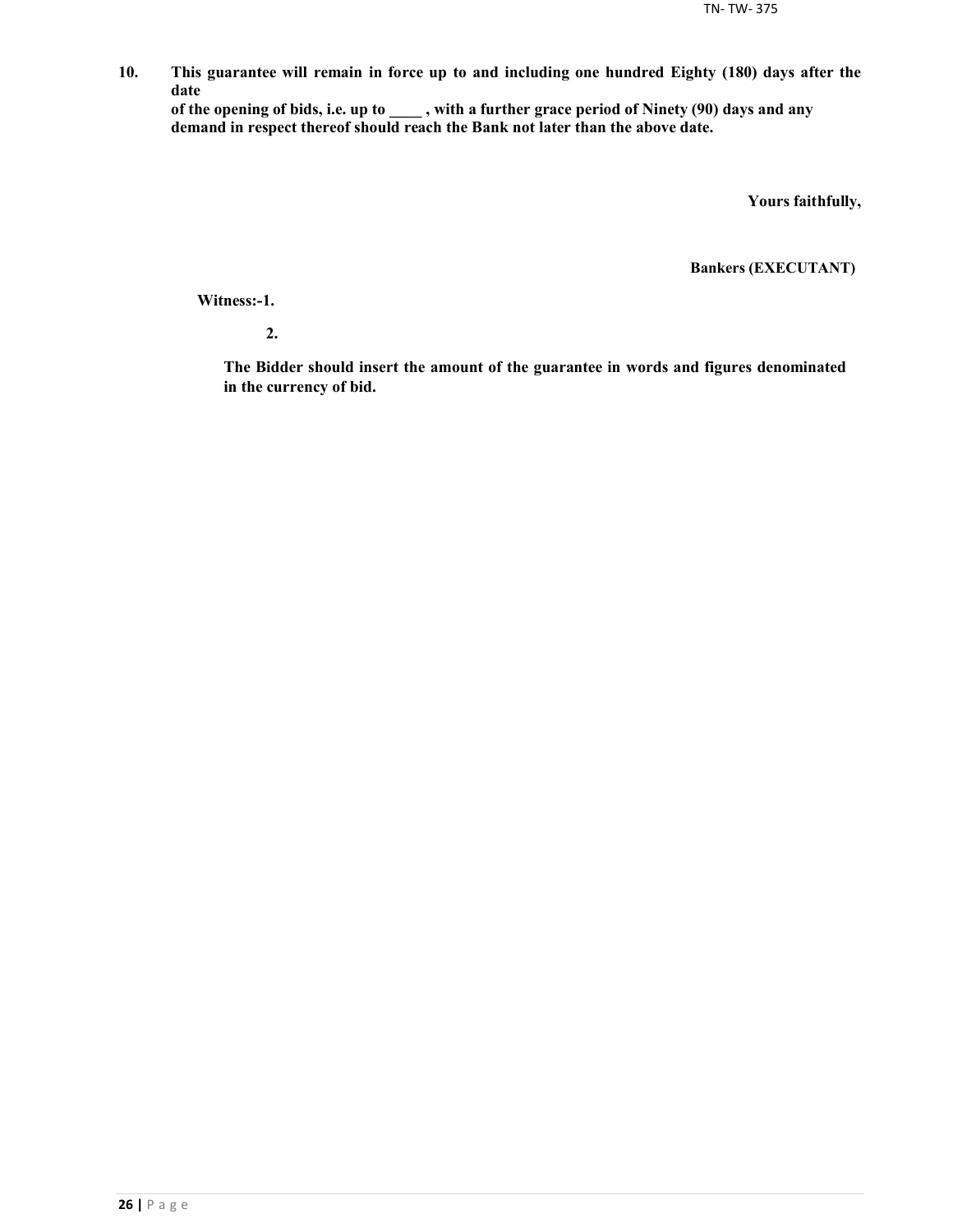**10. This guarantee will remain in force up to and including one hundred Eighty (180) days after the date of the opening of bids, i.e. up to ____ , with a further grace period of Ninety (90) days and any demand in respect thereof should reach the Bank not later than the above date.**

**Yours faithfully,**

**Bankers (EXECUTANT)**

**Witness:-1.**

**2.**

**The Bidder should insert the amount of the guarantee in words and figures denominated in the currency of bid.**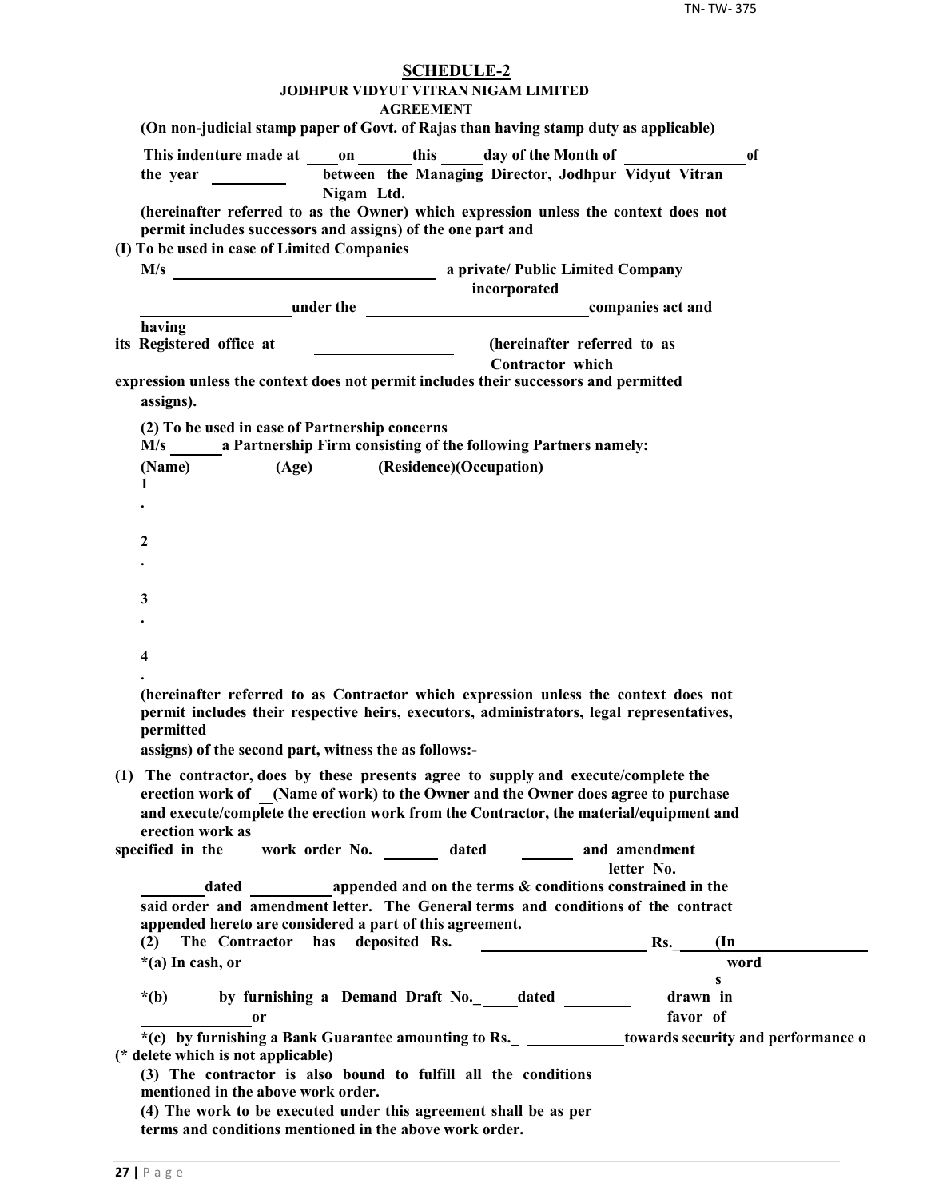## SCHEDULE-2

**JODHPUR VIDYUT VITRAN NIGAM LIMITED**

**AGREEMENT**

**(On non-judicial stamp paper of Govt. of Rajas than having stamp duty as applicable)**

**This indenture made at \_\_\_\_on \_\_\_\_\_\_\_this \_\_\_\_\_day of the Month of \_\_\_\_\_\_\_\_\_\_\_\_\_\_\_of the year \_\_\_\_\_\_\_\_\_ between the Managing Director, Jodhpur Vidyut Vitran Nigam Ltd.**

**(hereinafter referred to as the Owner) which expression unless the context does not permit includes successors and assigns) of the one part and**

**(I) To be used in case of Limited Companies**

**M/s \_\_\_\_\_\_\_\_\_\_\_\_\_\_\_\_\_\_\_\_\_\_\_\_\_\_\_\_\_\_\_\_\_ a private/ Public Limited Company incorporated \_\_\_\_\_\_\_\_\_\_\_\_\_\_\_\_\_\_\_under the \_\_\_\_\_\_\_\_\_\_\_\_\_\_\_\_\_\_\_\_\_\_\_\_\_\_\_\_companies act and having its Registered office at \_\_\_\_\_\_\_\_\_\_\_\_\_\_\_\_\_ (hereinafter referred to as Contractor which expression unless the context does not permit includes their successors and permitted assigns).**

**(2) To be used in case of Partnership concerns**

**M/s \_\_\_\_\_\_a Partnership Firm consisting of the following Partners namely:**

**(Name) (Age) (Residence)(Occupation)**

1.

2.

3.

4.

**(hereinafter referred to as Contractor which expression unless the context does not permit includes their respective heirs, executors, administrators, legal representatives, permitted assigns) of the second part, witness the as follows:-**

**(1) The contractor, does by these presents agree to supply and execute/complete the erection work of \_\_(Name of work) to the Owner and the Owner does agree to purchase and execute/complete the erection work from the Contractor, the material/equipment and erection work as specified in the work order No. \_\_\_\_\_\_\_ dated \_\_\_\_\_\_\_ and amendment letter No. \_\_\_\_\_\_\_\_dated \_\_\_\_\_\_\_\_\_\_appended and on the terms & conditions constrained in the said order and amendment letter. The General terms and conditions of the contract appended hereto are considered a part of this agreement.**

**(2) The Contractor has deposited Rs. \_\_\_\_\_\_\_\_\_\_\_\_\_\_\_\_\_\_\_\_ Rs.\_\_\_\_\_(In words**

**\*(a) In cash, or**

**\*(b) by furnishing a Demand Draft No.\_\_\_\_\_dated \_\_\_\_\_\_\_\_\_ drawn in favor of \_\_\_\_\_\_\_\_\_\_\_\_\_\_or**

**\*(c) by furnishing a Bank Guarantee amounting to Rs.\_ \_\_\_\_\_\_\_\_\_\_\_\_towards security and performance o**

**(\* delete which is not applicable)**

**(3) The contractor is also bound to fulfill all the conditions mentioned in the above work order.**

**(4) The work to be executed under this agreement shall be as per terms and conditions mentioned in the above work order.**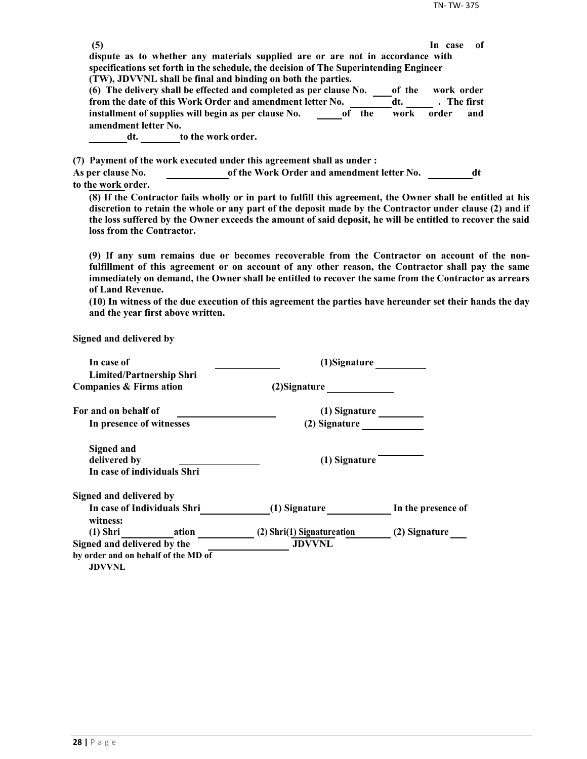**(5) In case of dispute as to whether any materials supplied are or are not in accordance with specifications set forth in the schedule, the decision of The Superintending Engineer (TW), JDVVNL shall be final and binding on both the parties.**

**(6) The delivery shall be effected and completed as per clause No. \_\_\_\_ of the work order from the date of this Work Order and amendment letter No. \_\_\_\_\_\_\_\_ dt. \_\_\_\_\_\_ . The first installment of supplies will begin as per clause No. \_\_\_\_\_ of the work order and amendment letter No. \_\_\_\_\_\_\_\_ dt. \_\_\_\_\_\_\_\_ to the work order.**

**(7) Payment of the work executed under this agreement shall as under :**
**As per clause No. \_\_\_\_\_\_\_\_\_\_\_\_ of the Work Order and amendment letter No. \_\_\_\_\_\_\_\_\_ dt to the work order.**

**(8) If the Contractor fails wholly or in part to fulfill this agreement, the Owner shall be entitled at his discretion to retain the whole or any part of the deposit made by the Contractor under clause (2) and if the loss suffered by the Owner exceeds the amount of said deposit, he will be entitled to recover the said loss from the Contractor.**

**(9) If any sum remains due or becomes recoverable from the Contractor on account of the non-fulfillment of this agreement or on account of any other reason, the Contractor shall pay the same immediately on demand, the Owner shall be entitled to recover the same from the Contractor as arrears of Land Revenue.**

**(10) In witness of the due execution of this agreement the parties have hereunder set their hands the day and the year first above written.**

**Signed and delivered by**

**In case of Limited/Partnership Shri \_\_\_\_\_\_\_\_\_\_\_\_\_ (1)Signature \_\_\_\_\_\_\_\_\_\_**
**Companies & Firms ation (2)Signature \_\_\_\_\_\_\_\_\_\_\_\_\_**

**For and on behalf of \_\_\_\_\_\_\_\_\_\_\_\_\_\_\_\_\_\_\_\_ (1) Signature \_\_\_\_\_\_\_\_\_**
**In presence of witnesses (2) Signature \_\_\_\_\_\_\_\_\_\_\_\_**

**Signed and delivered by \_\_\_\_\_\_\_\_\_\_\_\_\_\_\_\_ (1) Signature \_\_\_\_\_\_\_\_\_**
**In case of individuals Shri**

**Signed and delivered by**
**In case of Individuals Shri \_\_\_\_\_\_\_\_\_\_\_\_\_\_ (1) Signature \_\_\_\_\_\_\_\_\_\_\_\_\_ In the presence of witness:**
**(1) Shri \_\_\_\_\_\_\_\_\_\_\_ ation \_\_\_\_\_\_\_\_\_\_\_\_ (2) Shri(1) Signatureation \_\_\_\_\_\_\_\_ (2) Signature \_\_\_\_**
**Signed and delivered by the \_\_\_\_\_\_\_\_\_\_\_\_\_\_\_\_\_\_ JDVVNL**
**by order and on behalf of the MD of JDVVNL**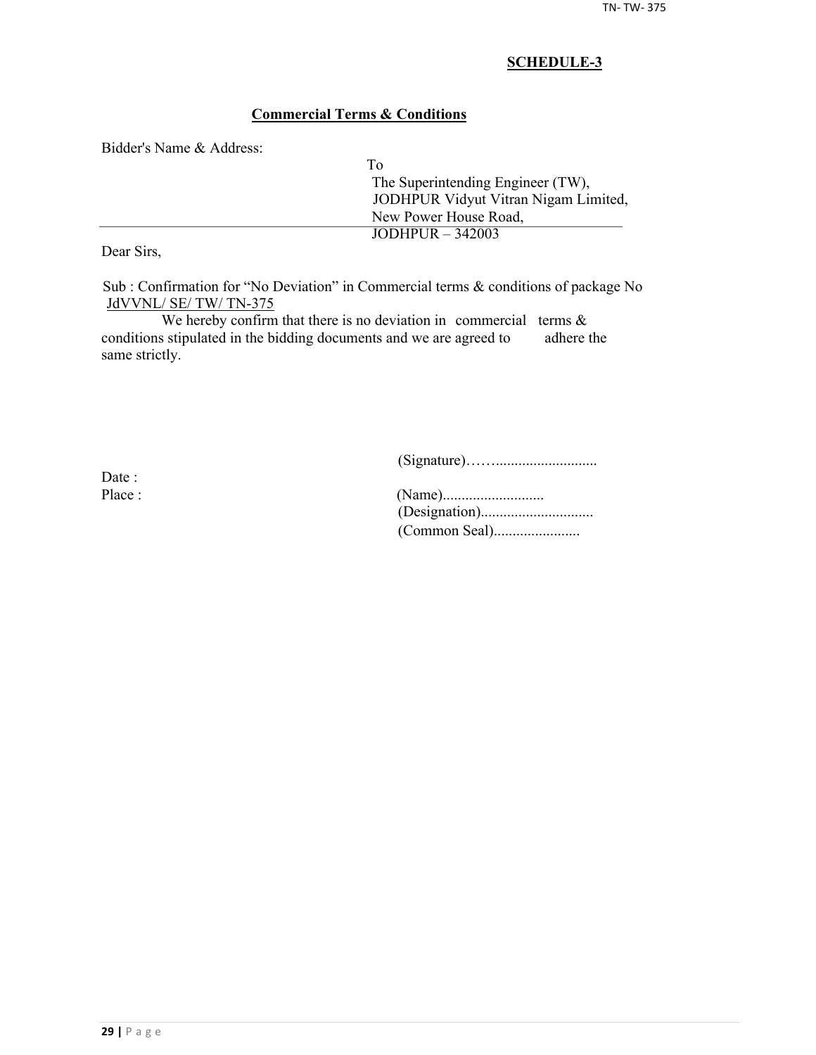**SCHEDULE-3**

**Commercial Terms & Conditions**

Bidder's Name & Address:

To
The Superintending Engineer (TW),
JODHPUR Vidyut Vitran Nigam Limited,
New Power House Road,
JODHPUR – 342003

Dear Sirs,

Sub : Confirmation for "No Deviation" in Commercial terms & conditions of package No JdVVNL/ SE/ TW/ TN-375

We hereby confirm that there is no deviation in commercial terms & conditions stipulated in the bidding documents and we are agreed to adhere the same strictly.

(Signature)……..........................

Date :

Place :

(Name)..........................

(Designation).............................

(Common Seal).......................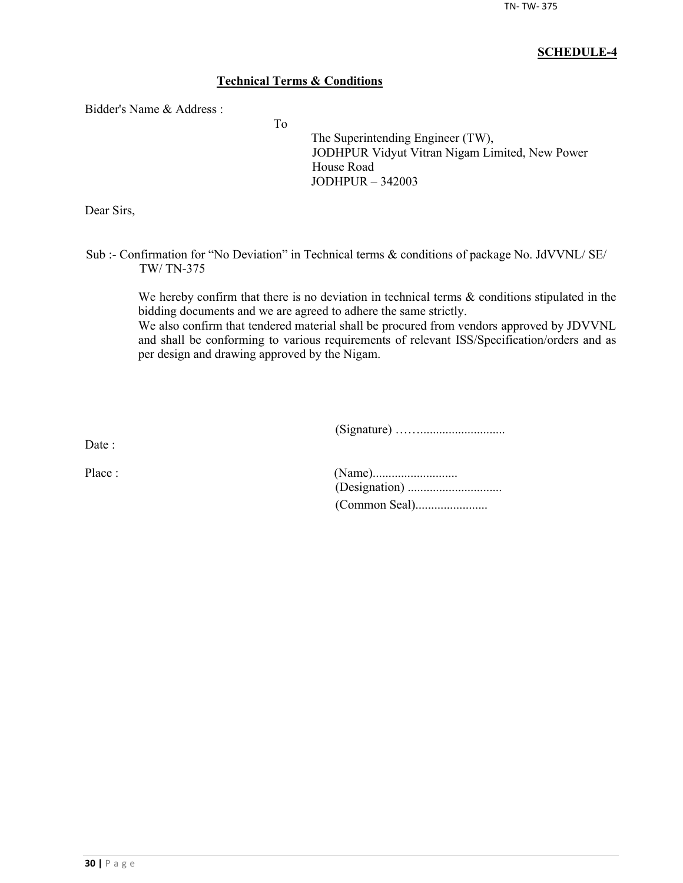**SCHEDULE-4**

## Technical Terms & Conditions

Bidder's Name & Address :

To

The Superintending Engineer (TW),
JODHPUR Vidyut Vitran Nigam Limited, New Power House Road
JODHPUR – 342003

Dear Sirs,

Sub :- Confirmation for "No Deviation" in Technical terms & conditions of package No. JdVVNL/ SE/ TW/ TN-375

We hereby confirm that there is no deviation in technical terms & conditions stipulated in the bidding documents and we are agreed to adhere the same strictly.
We also confirm that tendered material shall be procured from vendors approved by JDVVNL and shall be conforming to various requirements of relevant ISS/Specification/orders and as per design and drawing approved by the Nigam.

(Signature) ……..........................

Date :

Place :

(Name)..........................
(Designation) .............................
(Common Seal).......................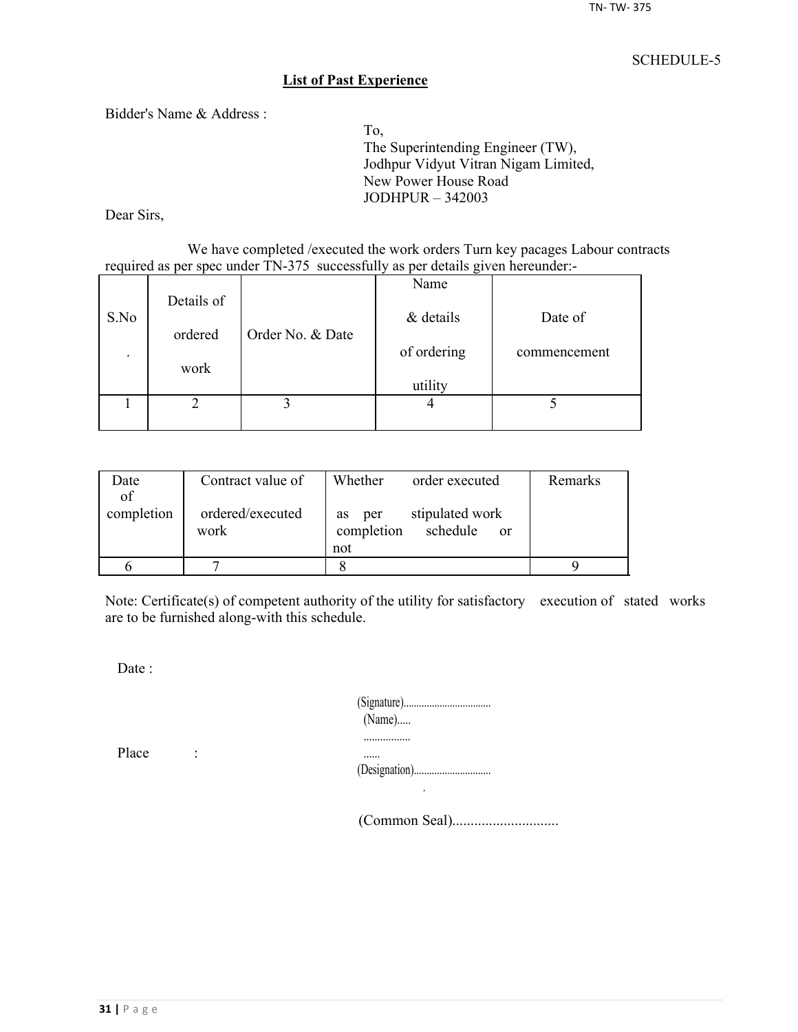SCHEDULE-5

## List of Past Experience

Bidder's Name & Address :

To,
The Superintending Engineer (TW),
Jodhpur Vidyut Vitran Nigam Limited,
New Power House Road
JODHPUR – 342003

Dear Sirs,

We have completed /executed the work orders Turn key pacages Labour contracts required as per spec under TN-375 successfully as per details given hereunder:-

| S.No. | Details of ordered work | Order No. & Date | Name & details of ordering utility | Date of commencement |
|---|---|---|---|---|
| 1 | 2 | 3 | 4 | 5 |

| Date of completion | Contract value of ordered/executed work | Whether order executed as per stipulated work completion schedule or not | Remarks |
|---|---|---|---|
| 6 | 7 | 8 | 9 |

Note: Certificate(s) of competent authority of the utility for satisfactory execution of stated works are to be furnished along-with this schedule.

Date :

Place :

(Signature)..................................
(Name)......
......................
(Designation)..............................

(Common Seal).............................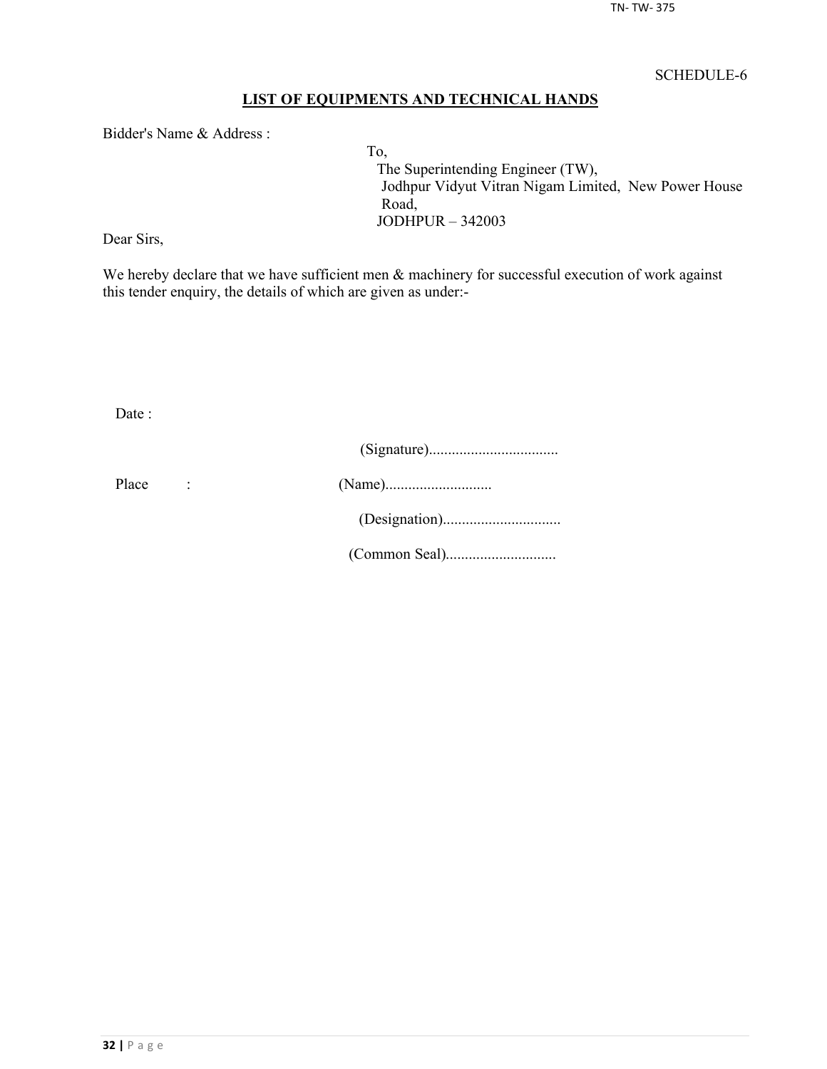SCHEDULE-6

## LIST OF EQUIPMENTS AND TECHNICAL HANDS

Bidder's Name & Address :

To,
The Superintending Engineer (TW),
Jodhpur Vidyut Vitran Nigam Limited, New Power House Road,
JODHPUR – 342003

Dear Sirs,

We hereby declare that we have sufficient men & machinery for successful execution of work against this tender enquiry, the details of which are given as under:-

Date :

(Signature)..................................

Place :

(Name)............................

(Designation)...............................

(Common Seal).............................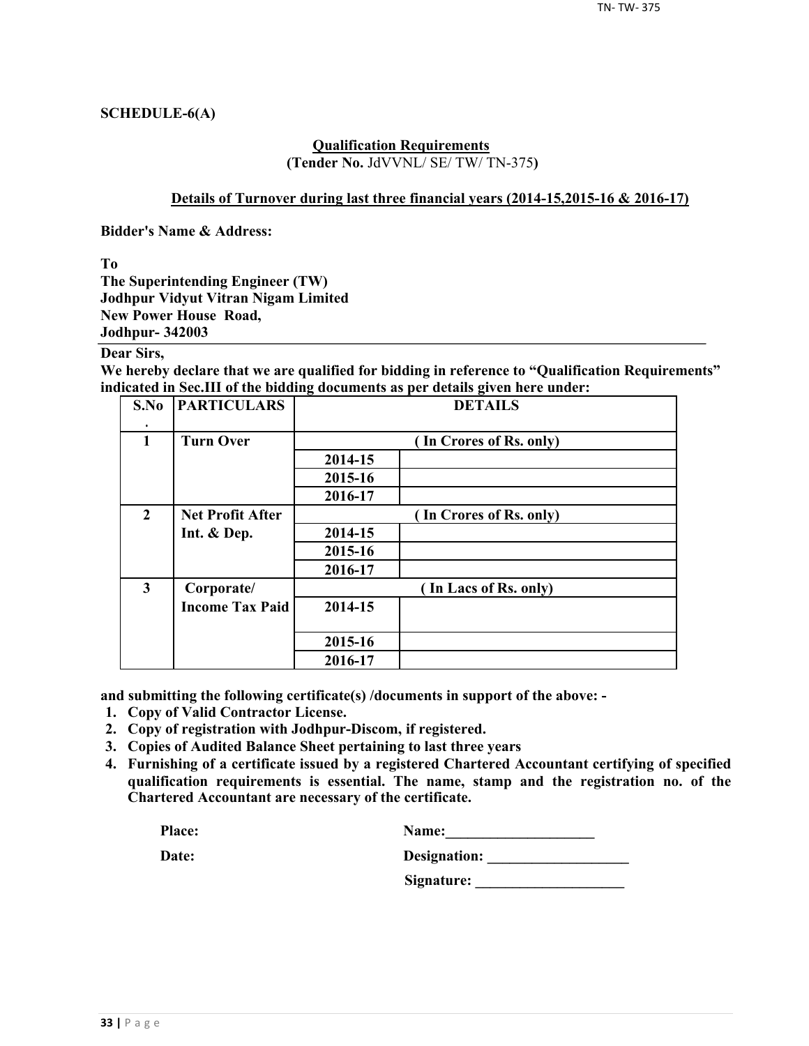**SCHEDULE-6(A)**

**Qualification Requirements**

**(Tender No.** JdVVNL/ SE/ TW/ TN-375**)**

**Details of Turnover during last three financial years (2014-15,2015-16 & 2016-17)**

**Bidder's Name & Address:**

**To**
**The Superintending Engineer (TW)**
**Jodhpur Vidyut Vitran Nigam Limited**
**New Power House Road,**
**Jodhpur- 342003**

**Dear Sirs,**

**We hereby declare that we are qualified for bidding in reference to "Qualification Requirements" indicated in Sec.III of the bidding documents as per details given here under:**

| S.No. | PARTICULARS | DETAILS | |
|---|---|---|---|
| 1 | Turn Over | ( In Crores of Rs. only) | |
| | | 2014-15 | |
| | | 2015-16 | |
| | | 2016-17 | |
| 2 | Net Profit After Int. & Dep. | ( In Crores of Rs. only) | |
| | | 2014-15 | |
| | | 2015-16 | |
| | | 2016-17 | |
| 3 | Corporate/ Income Tax Paid | ( In Lacs of Rs. only) | |
| | | 2014-15 | |
| | | 2015-16 | |
| | | 2016-17 | |

**and submitting the following certificate(s) /documents in support of the above: -**

1. **Copy of Valid Contractor License.**
2. **Copy of registration with Jodhpur-Discom, if registered.**
3. **Copies of Audited Balance Sheet pertaining to last three years**
4. **Furnishing of a certificate issued by a registered Chartered Accountant certifying of specified qualification requirements is essential. The name, stamp and the registration no. of the Chartered Accountant are necessary of the certificate.**

**Place:** **Name:**____________________

**Date:** **Designation:** ___________________

**Signature:** ____________________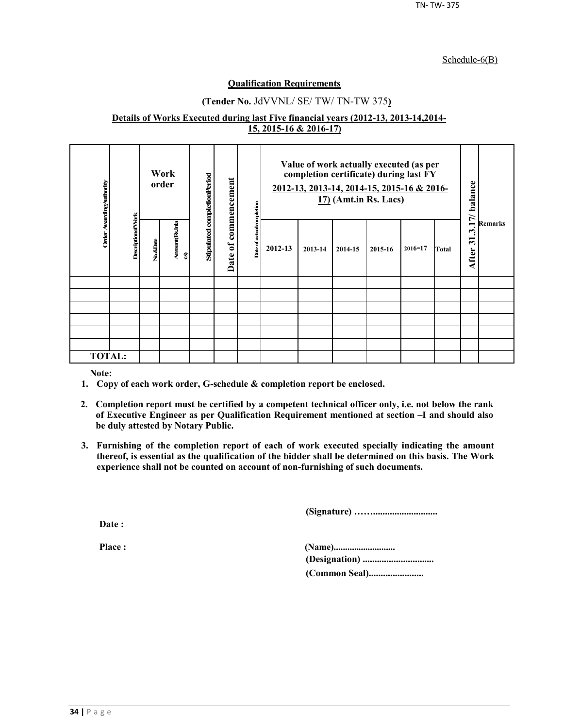Schedule-6(B)

**Qualification Requirements**

**(Tender No.** JdVVNL/ SE/ TW/ TN-TW 375**)**

**Details of Works Executed during last Five financial years (2012-13, 2013-14,2014-15, 2015-16 & 2016-17)**

| Order Awarding Authority | Description of Work | Work order | | Stipulated completion Period | Date of commencement | Date of actual completion | Value of work actually executed (as per completion certificate) during last FY 2012-13, 2013-14, 2014-15, 2015-16 & 2016-17) (Amt.in Rs. Lacs) | | | | | | After 31.3.17/ balance | Remarks |
|---|---|---|---|---|---|---|---|---|---|---|---|---|---|---|
| | | No.&Date | Amount (Rs.in lacs) | | | | 2012-13 | 2013-14 | 2014-15 | 2015-16 | 2016-17 | Total | | |
| | | | | | | | | | | | | | | |
| | | | | | | | | | | | | | | |
| | | | | | | | | | | | | | | |
| | | | | | | | | | | | | | | |
| | | | | | | | | | | | | | | |
| | | | | | | | | | | | | | | |
| **TOTAL:** | | | | | | | | | | | | | | |

**Note:**

1. **Copy of each work order, G-schedule & completion report be enclosed.**
2. **Completion report must be certified by a competent technical officer only, i.e. not below the rank of Executive Engineer as per Qualification Requirement mentioned at section –I and should also be duly attested by Notary Public.**
3. **Furnishing of the completion report of each of work executed specially indicating the amount thereof, is essential as the qualification of the bidder shall be determined on this basis. The Work experience shall not be counted on account of non-furnishing of such documents.**

**(Signature) ……..........................**

**Date :**

**Place :**

**(Name)..........................**

**(Designation) .............................**

**(Common Seal).......................**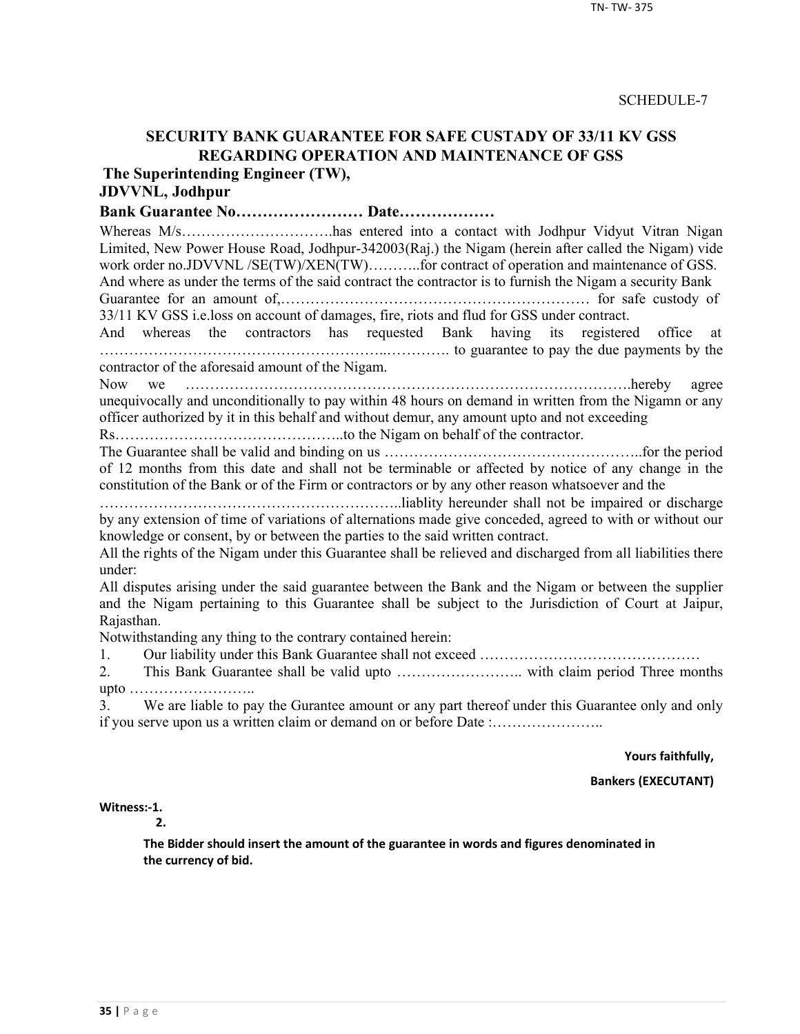SCHEDULE-7

## SECURITY BANK GUARANTEE FOR SAFE CUSTADY OF 33/11 KV GSS REGARDING OPERATION AND MAINTENANCE OF GSS

**The Superintending Engineer (TW),**
**JDVVNL, Jodhpur**

**Bank Guarantee No…………………… Date………………**

Whereas M/s………………………….has entered into a contact with Jodhpur Vidyut Vitran Nigan Limited, New Power House Road, Jodhpur-342003(Raj.) the Nigam (herein after called the Nigam) vide work order no.JDVVNL /SE(TW)/XEN(TW)………..for contract of operation and maintenance of GSS.
And where as under the terms of the said contract the contractor is to furnish the Nigam a security Bank Guarantee for an amount of,……………………………………………………… for safe custody of 33/11 KV GSS i.e.loss on account of damages, fire, riots and flud for GSS under contract.
And whereas the contractors has requested Bank having its registered office at ……………………………………………..…………. to guarantee to pay the due payments by the contractor of the aforesaid amount of the Nigam.
Now we …………………………………………………………………………….hereby agree unequivocally and unconditionally to pay within 48 hours on demand in written from the Nigamn or any officer authorized by it in this behalf and without demur, any amount upto and not exceeding Rs………………………………………..to the Nigam on behalf of the contractor.
The Guarantee shall be valid and binding on us ……………………………………………..for the period of 12 months from this date and shall not be terminable or affected by notice of any change in the constitution of the Bank or of the Firm or contractors or by any other reason whatsoever and the …………………………………………………..liablity hereunder shall not be impaired or discharge by any extension of time of variations of alternations made give conceded, agreed to with or without our knowledge or consent, by or between the parties to the said written contract.
All the rights of the Nigam under this Guarantee shall be relieved and discharged from all liabilities there under:
All disputes arising under the said guarantee between the Bank and the Nigam or between the supplier and the Nigam pertaining to this Guarantee shall be subject to the Jurisdiction of Court at Jaipur, Rajasthan.
Notwithstanding any thing to the contrary contained herein:

1. Our liability under this Bank Guarantee shall not exceed ………………………………………
2. This Bank Guarantee shall be valid upto …………………….. with claim period Three months upto ……………………..
3. We are liable to pay the Gurantee amount or any part thereof under this Guarantee only and only if you serve upon us a written claim or demand on or before Date :…………………..

**Yours faithfully,**

**Bankers (EXECUTANT)**

**Witness:-1.**
**2.**

**The Bidder should insert the amount of the guarantee in words and figures denominated in the currency of bid.**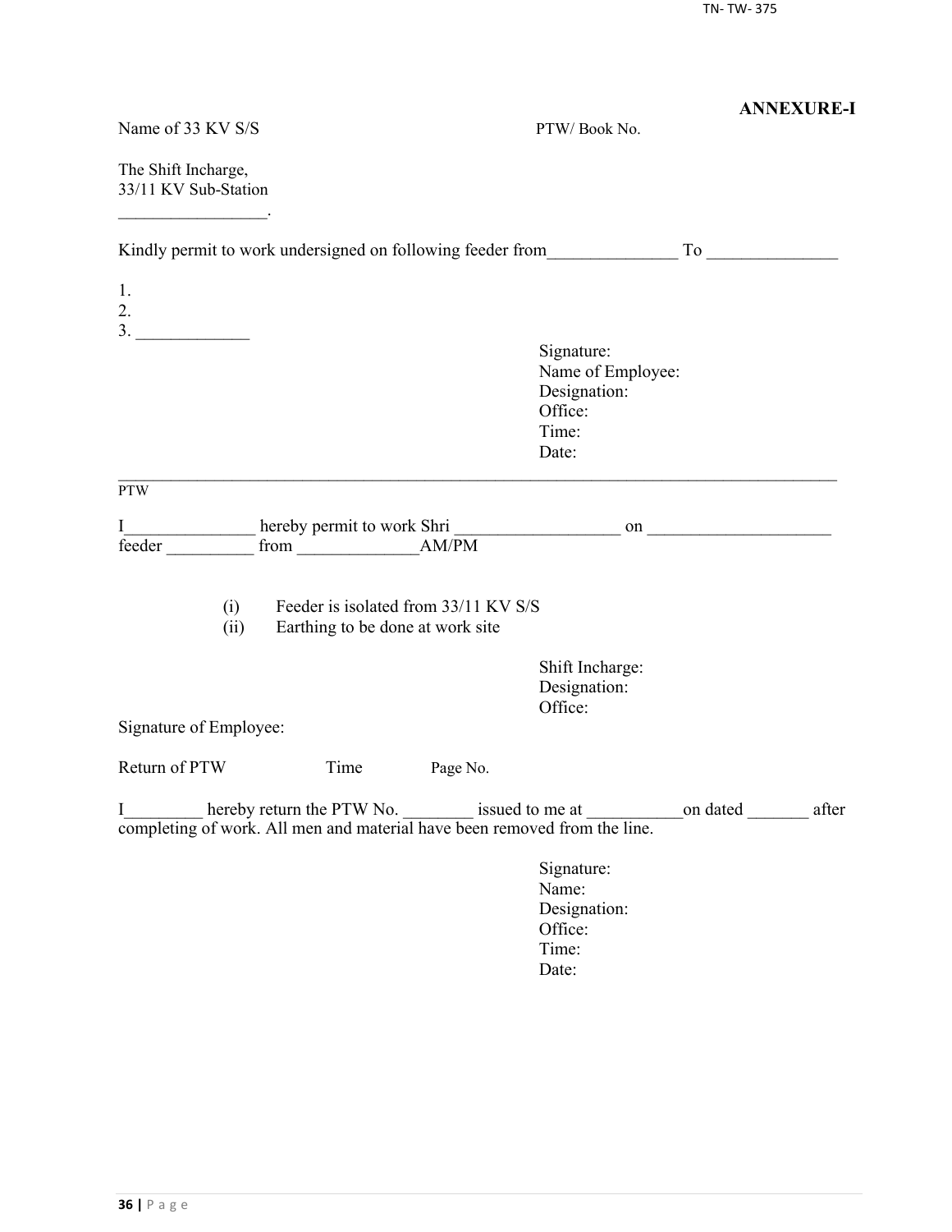**ANNEXURE-I**

Name of 33 KV S/S PTW/ Book No.

The Shift Incharge,
33/11 KV Sub-Station
_________________.

Kindly permit to work undersigned on following feeder from_______________ To _______________

1.
2.
3. _____________

Signature:
Name of Employee:
Designation:
Office:
Time:
Date:

---

PTW

I_______________ hereby permit to work Shri ___________________ on _____________________ feeder __________ from ______________AM/PM

(i) Feeder is isolated from 33/11 KV S/S
(ii) Earthing to be done at work site

Shift Incharge:
Designation:
Office:

Signature of Employee:

Return of PTW Time Page No.

I_________ hereby return the PTW No. ________ issued to me at ___________on dated _______ after completing of work. All men and material have been removed from the line.

Signature:
Name:
Designation:
Office:
Time:
Date: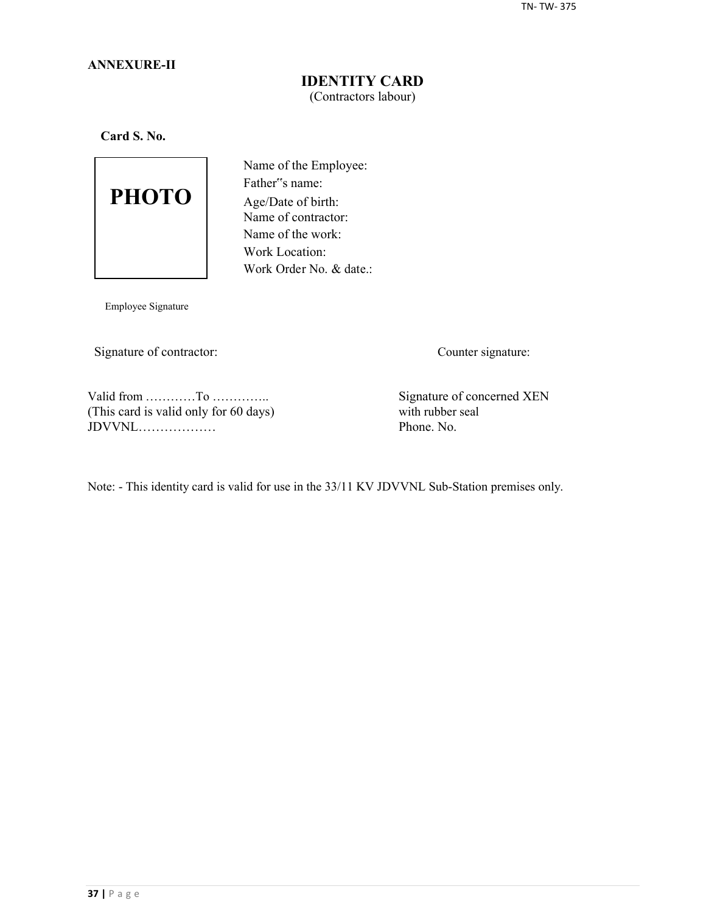**ANNEXURE-II**

## IDENTITY CARD

(Contractors labour)

**Card S. No.**

PHOTO

Name of the Employee:
Father"s name:
Age/Date of birth:
Name of contractor:
Name of the work:
Work Location:
Work Order No. & date.:

Employee Signature

Signature of contractor:

Counter signature:

Valid from …………To …………..
(This card is valid only for 60 days)
JDVVNL………………

Signature of concerned XEN
with rubber seal
Phone. No.

Note: - This identity card is valid for use in the 33/11 KV JDVVNL Sub-Station premises only.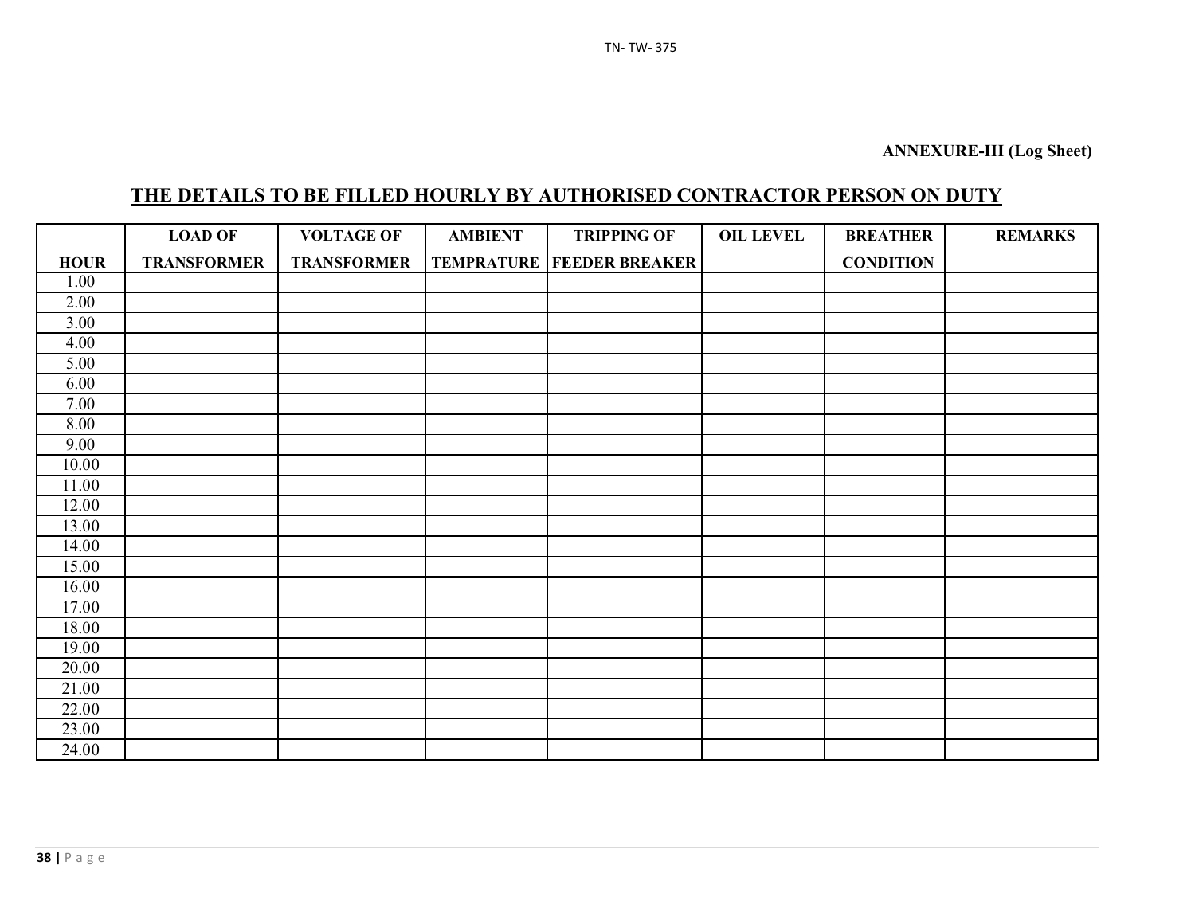**ANNEXURE-III (Log Sheet)**

## THE DETAILS TO BE FILLED HOURLY BY AUTHORISED CONTRACTOR PERSON ON DUTY

| HOUR | LOAD OF TRANSFORMER | VOLTAGE OF TRANSFORMER | AMBIENT TEMPRATURE | TRIPPING OF FEEDER BREAKER | OIL LEVEL | BREATHER CONDITION | REMARKS |
|---|---|---|---|---|---|---|---|
| 1.00 | | | | | | | |
| 2.00 | | | | | | | |
| 3.00 | | | | | | | |
| 4.00 | | | | | | | |
| 5.00 | | | | | | | |
| 6.00 | | | | | | | |
| 7.00 | | | | | | | |
| 8.00 | | | | | | | |
| 9.00 | | | | | | | |
| 10.00 | | | | | | | |
| 11.00 | | | | | | | |
| 12.00 | | | | | | | |
| 13.00 | | | | | | | |
| 14.00 | | | | | | | |
| 15.00 | | | | | | | |
| 16.00 | | | | | | | |
| 17.00 | | | | | | | |
| 18.00 | | | | | | | |
| 19.00 | | | | | | | |
| 20.00 | | | | | | | |
| 21.00 | | | | | | | |
| 22.00 | | | | | | | |
| 23.00 | | | | | | | |
| 24.00 | | | | | | | |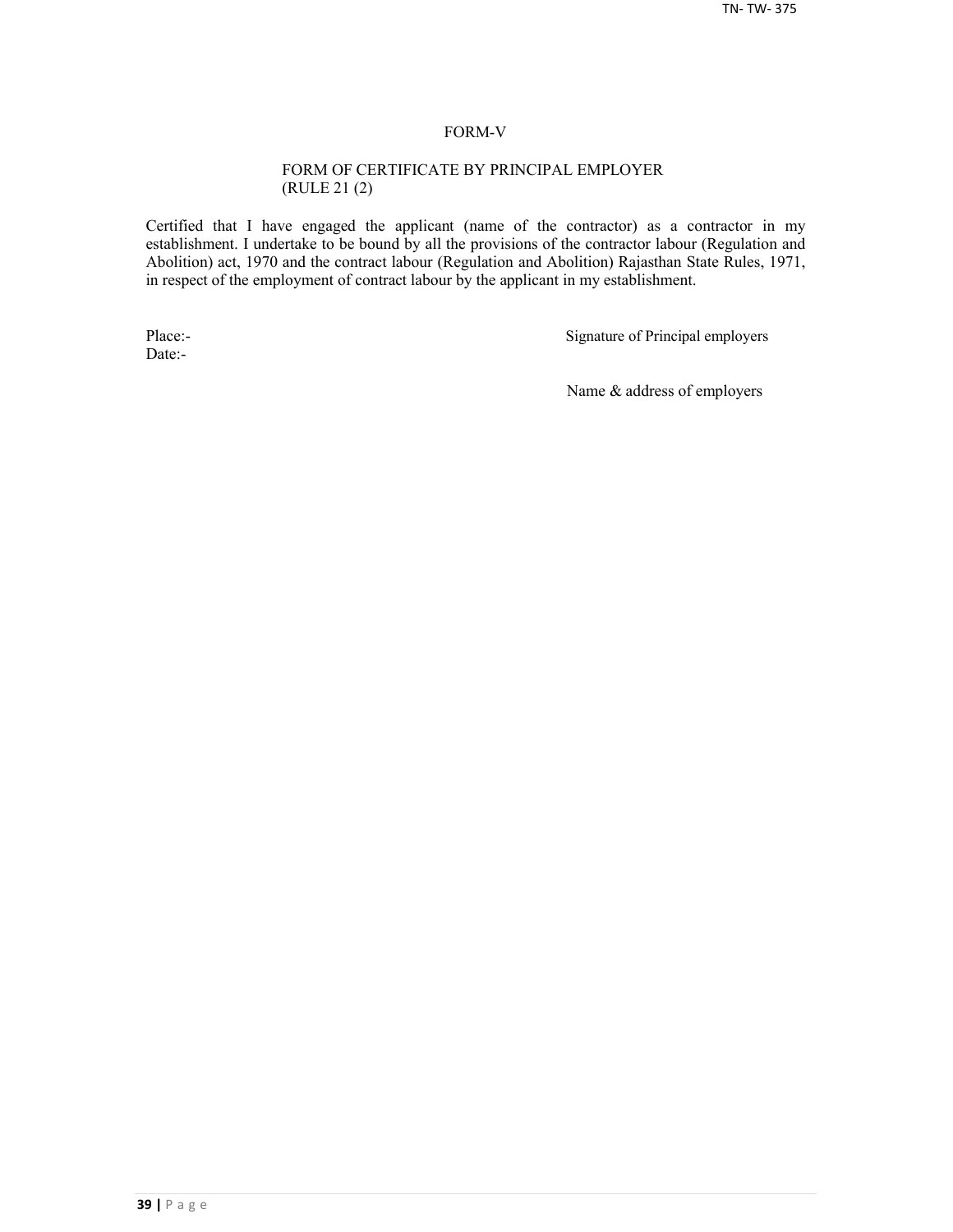# FORM-V

## FORM OF CERTIFICATE BY PRINCIPAL EMPLOYER (RULE 21 (2)

Certified that I have engaged the applicant (name of the contractor) as a contractor in my establishment. I undertake to be bound by all the provisions of the contractor labour (Regulation and Abolition) act, 1970 and the contract labour (Regulation and Abolition) Rajasthan State Rules, 1971, in respect of the employment of contract labour by the applicant in my establishment.

Place:-

Date:-

Signature of Principal employers

Name & address of employers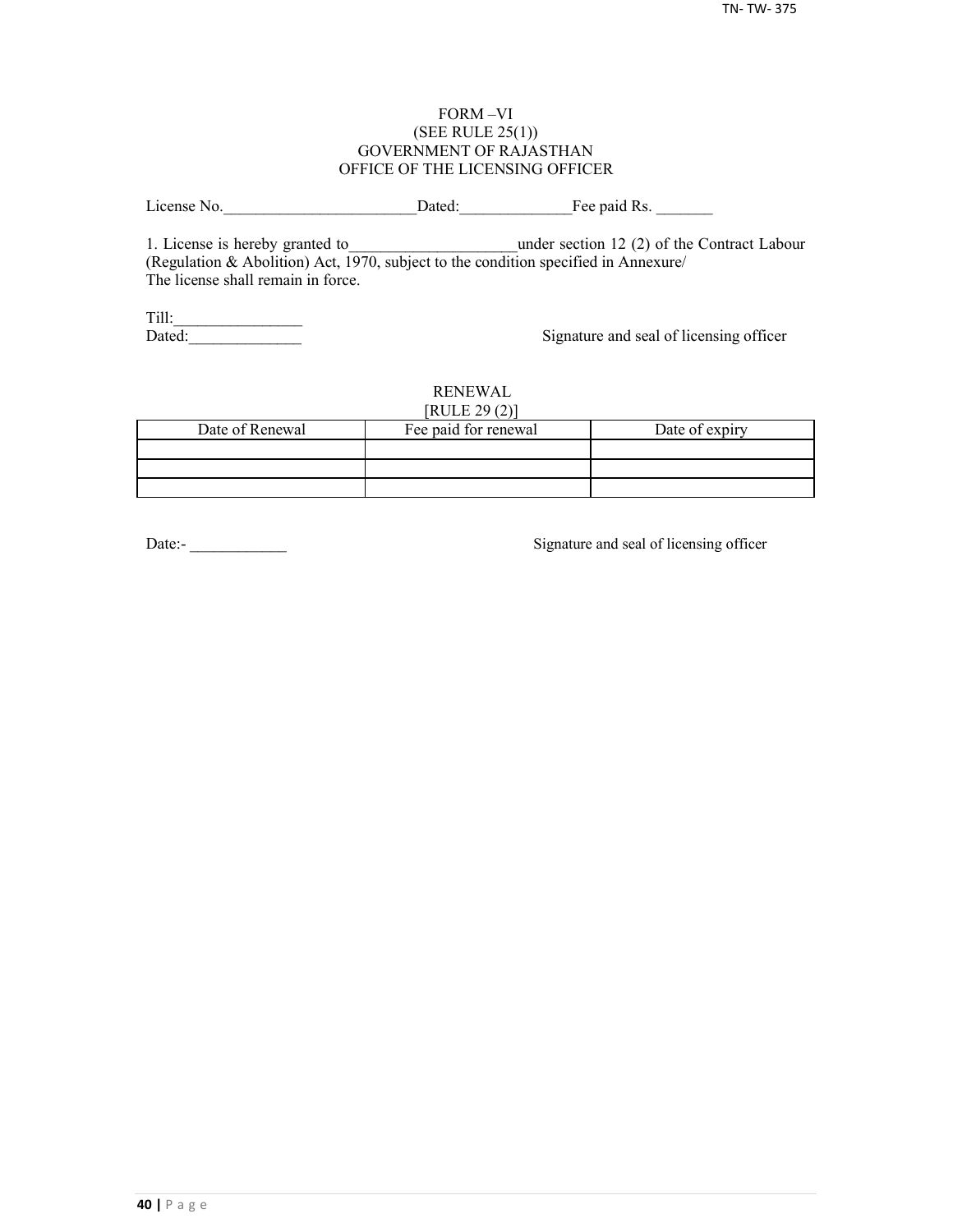FORM –VI

(SEE RULE 25(1))

GOVERNMENT OF RAJASTHAN

OFFICE OF THE LICENSING OFFICER

License No.________________________Dated:______________Fee paid Rs. _______

1. License is hereby granted to_____________________under section 12 (2) of the Contract Labour (Regulation & Abolition) Act, 1970, subject to the condition specified in Annexure/ The license shall remain in force.

Till:________________

Dated:______________

Signature and seal of licensing officer

RENEWAL

[RULE 29 (2)]

| Date of Renewal | Fee paid for renewal | Date of expiry |
|---|---|---|
| | | |
| | | |
| | | |

Date:- ____________

Signature and seal of licensing officer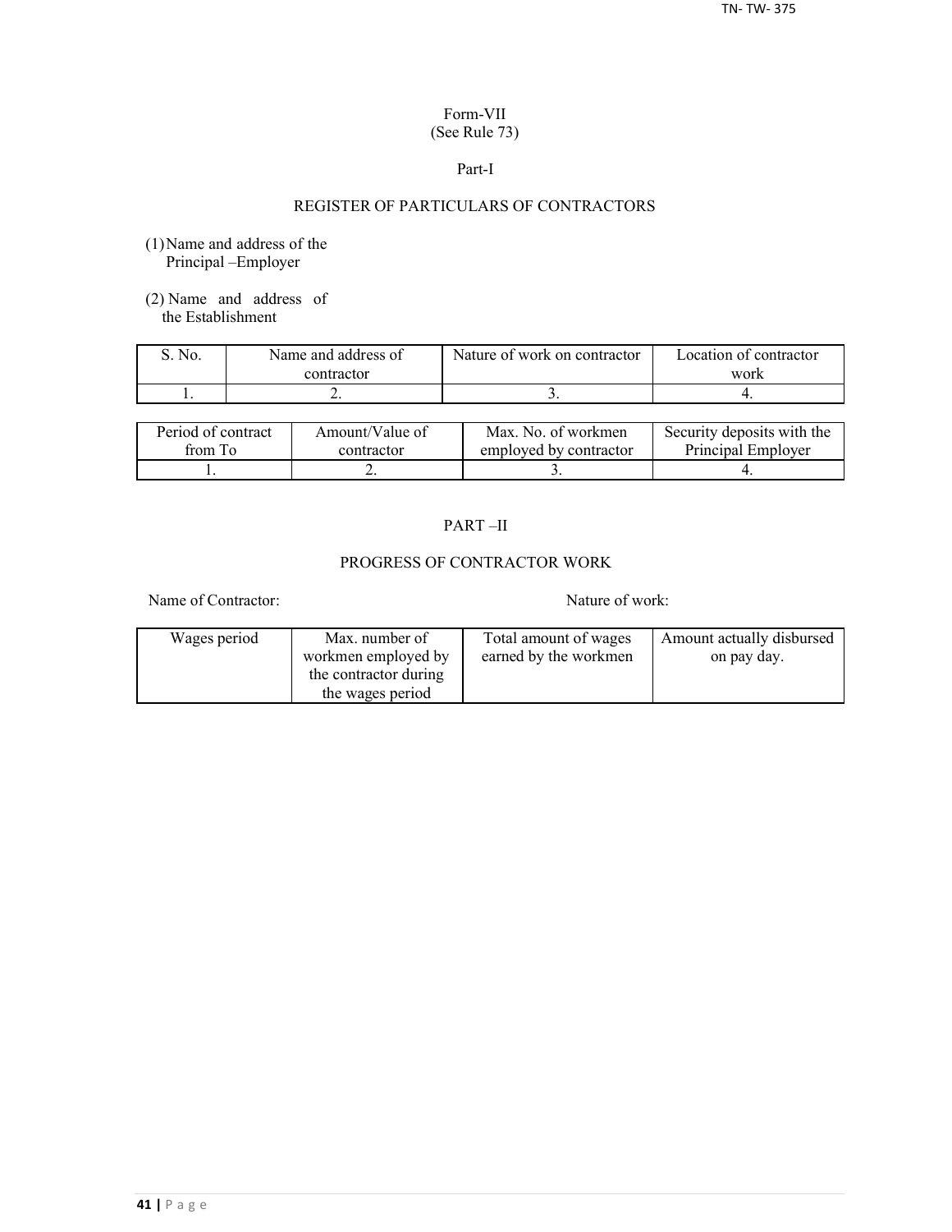Form-VII
(See Rule 73)

Part-I

## REGISTER OF PARTICULARS OF CONTRACTORS

(1) Name and address of the Principal –Employer

(2) Name and address of the Establishment

| S. No. | Name and address of contractor | Nature of work on contractor | Location of contractor work |
|---|---|---|---|
| 1. | 2. | 3. | 4. |

| Period of contract from To | Amount/Value of contractor | Max. No. of workmen employed by contractor | Security deposits with the Principal Employer |
|---|---|---|---|
| 1. | 2. | 3. | 4. |

PART –II

## PROGRESS OF CONTRACTOR WORK

Name of Contractor: Nature of work:

| Wages period | Max. number of workmen employed by the contractor during the wages period | Total amount of wages earned by the workmen | Amount actually disbursed on pay day. |
|---|---|---|---|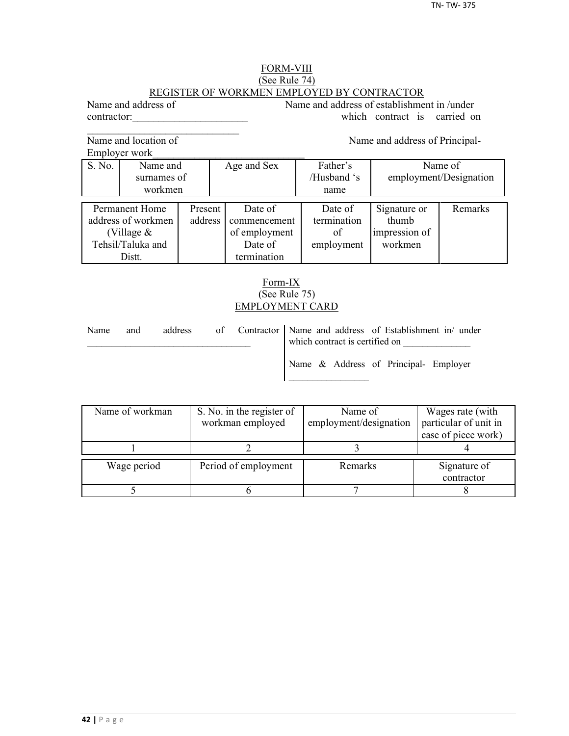FORM-VIII

(See Rule 74)

REGISTER OF WORKMEN EMPLOYED BY CONTRACTOR

Name and address of contractor:______________________ ______________________________

Name and address of establishment in /under which contract is carried on

Name and location of Employer work______________________________

Name and address of Principal-

| S. No. | Name and surnames of workmen | Age and Sex | Father's /Husband 's name | Name of employment/Designation |
|---|---|---|---|---|

| Permanent Home address of workmen (Village & Tehsil/Taluka and Distt. | Present address | Date of commencement of employment Date of termination | Date of termination of employment | Signature or thumb impression of workmen | Remarks |
|---|---|---|---|---|---|

Form-IX

(See Rule 75)

EMPLOYMENT CARD

Name and address of Contractor ______________________________

Name and address of Establishment in/ under which contract is certified on ______________

Name & Address of Principal- Employer ________________

| Name of workman | S. No. in the register of workman employed | Name of employment/designation | Wages rate (with particular of unit in case of piece work) |
|---|---|---|---|
| 1 | 2 | 3 | 4 |
| Wage period | Period of employment | Remarks | Signature of contractor |
| 5 | 6 | 7 | 8 |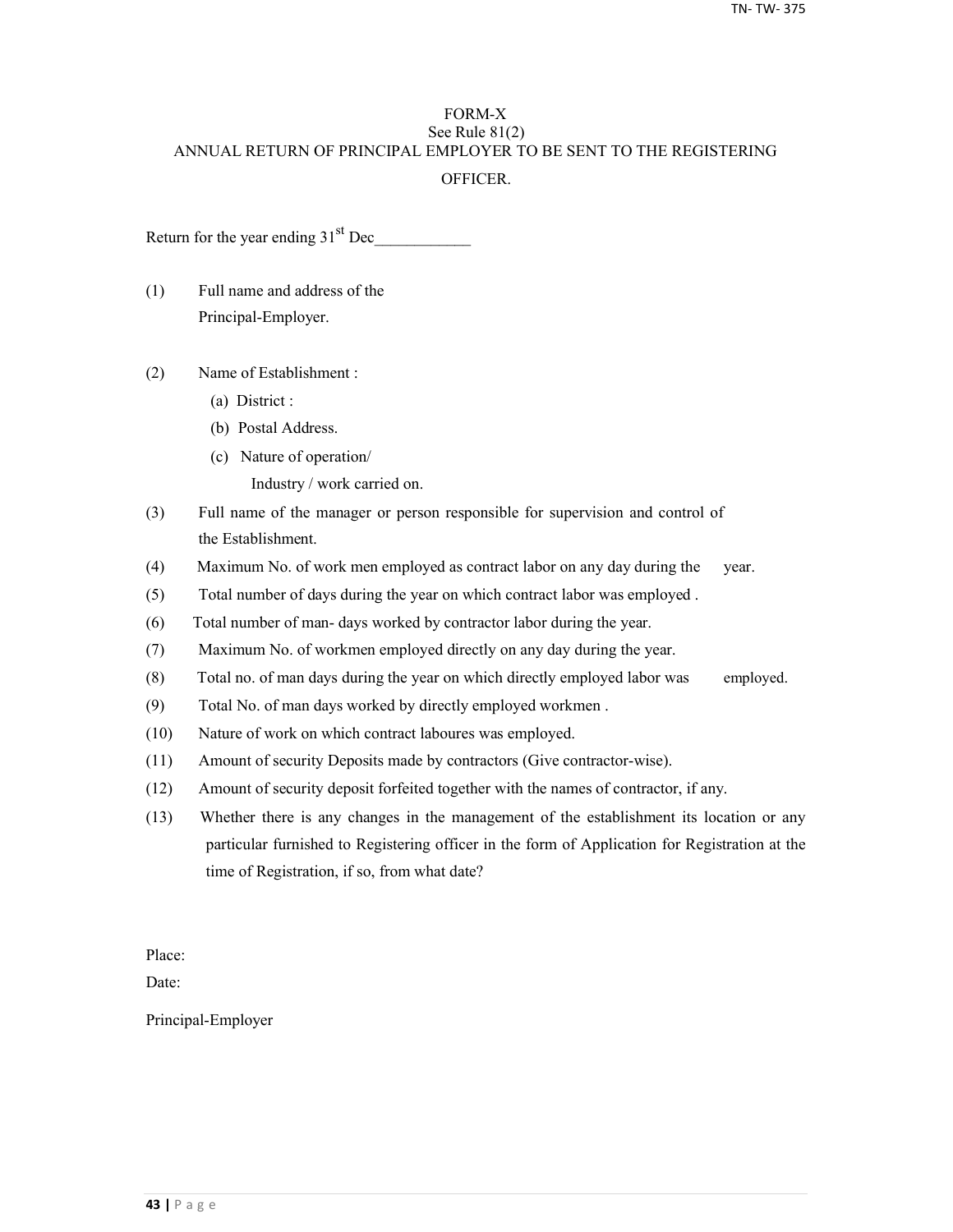# FORM-X

See Rule 81(2)

ANNUAL RETURN OF PRINCIPAL EMPLOYER TO BE SENT TO THE REGISTERING OFFICER.

Return for the year ending 31st Dec____________

(1) Full name and address of the Principal-Employer.

(2) Name of Establishment :

(a) District :

(b) Postal Address.

(c) Nature of operation/ Industry / work carried on.

(3) Full name of the manager or person responsible for supervision and control of the Establishment.

(4) Maximum No. of work men employed as contract labor on any day during the year.

(5) Total number of days during the year on which contract labor was employed .

(6) Total number of man- days worked by contractor labor during the year.

(7) Maximum No. of workmen employed directly on any day during the year.

(8) Total no. of man days during the year on which directly employed labor was employed.

(9) Total No. of man days worked by directly employed workmen .

(10) Nature of work on which contract laboures was employed.

(11) Amount of security Deposits made by contractors (Give contractor-wise).

(12) Amount of security deposit forfeited together with the names of contractor, if any.

(13) Whether there is any changes in the management of the establishment its location or any particular furnished to Registering officer in the form of Application for Registration at the time of Registration, if so, from what date?

Place:

Date:

Principal-Employer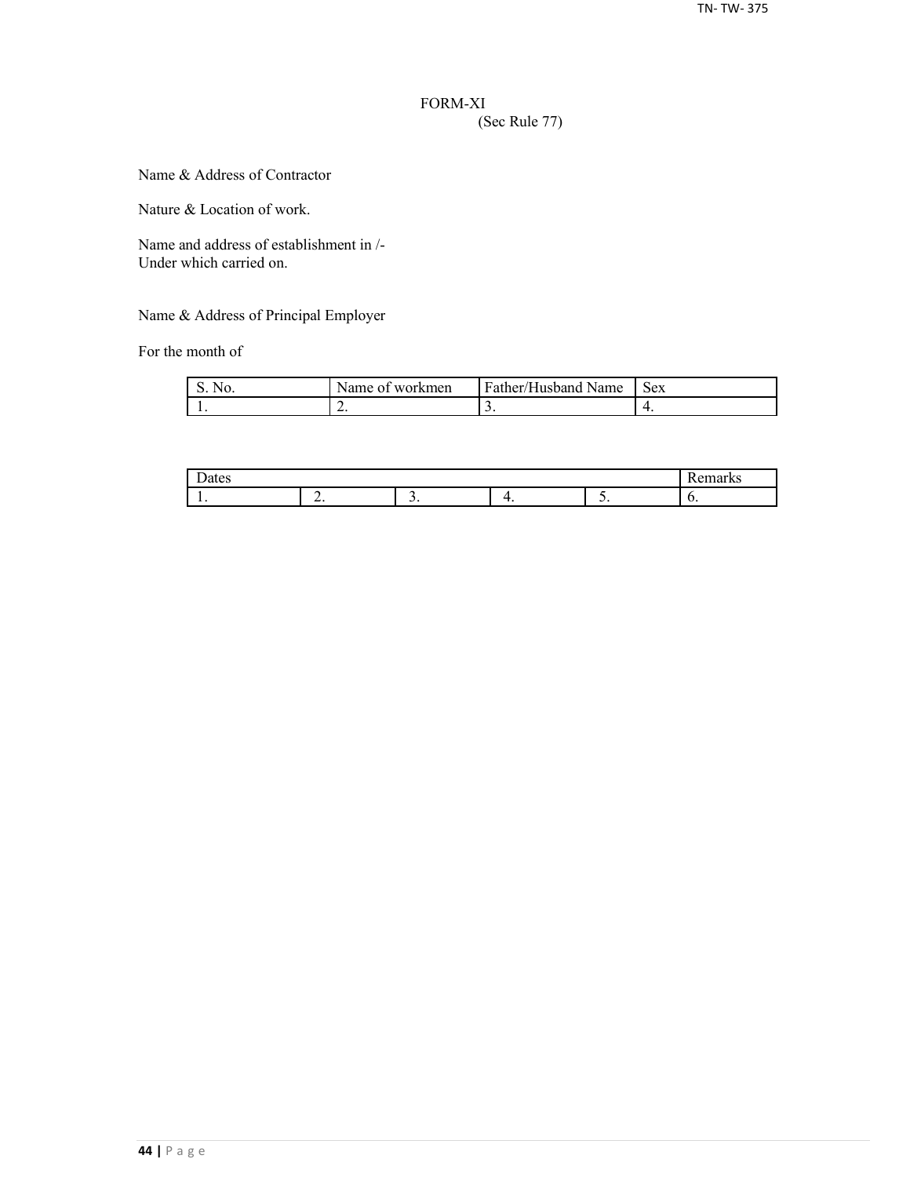FORM-XI
(Sec Rule 77)

Name & Address of Contractor

Nature & Location of work.

Name and address of establishment in /-
Under which carried on.

Name & Address of Principal Employer

For the month of

| S. No. | Name of workmen | Father/Husband Name | Sex |
|---|---|---|---|
| 1. | 2. | 3. | 4. |

| Dates | | | | | Remarks |
|---|---|---|---|---|---|
| 1. | 2. | 3. | 4. | 5. | 6. |